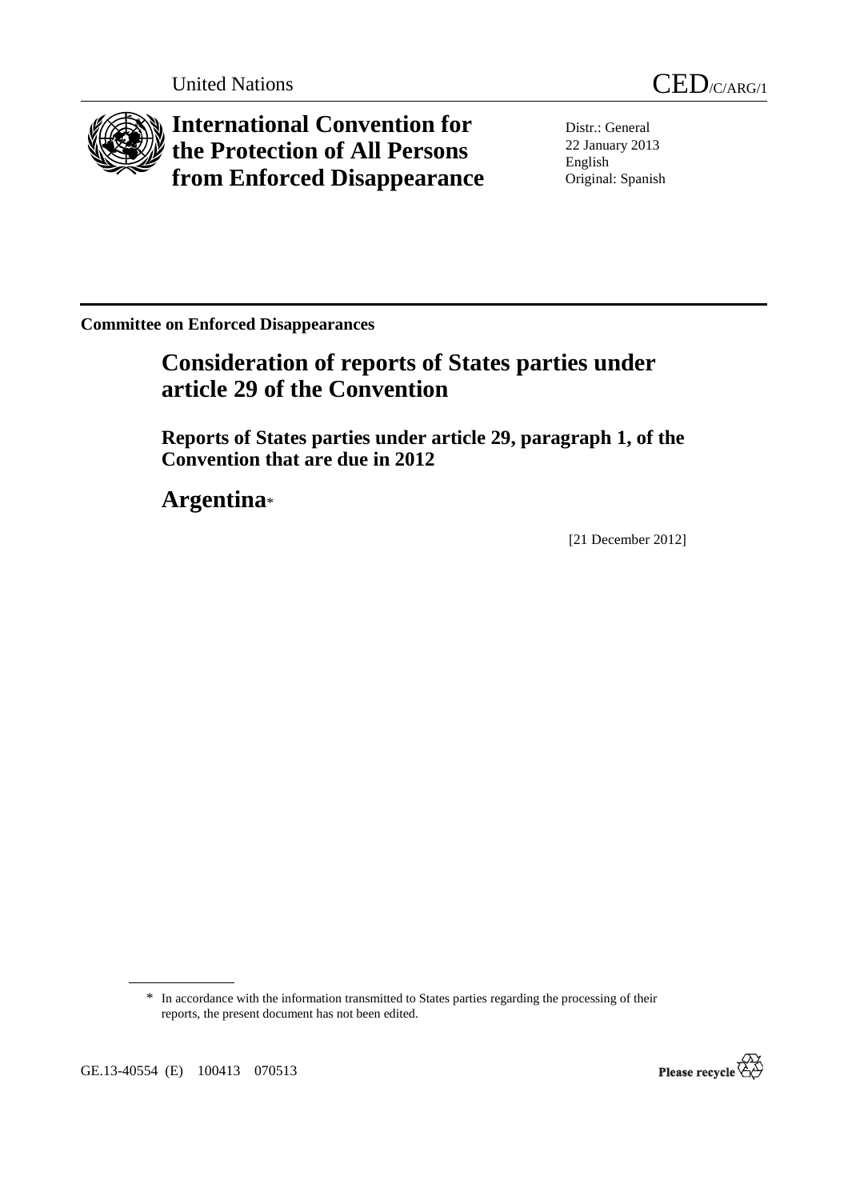United Nations CED/C/ARG/1

# International Convention for the Protection of All Persons from Enforced Disappearance

Distr.: General
22 January 2013
English
Original: Spanish

**Committee on Enforced Disappearances**

## Consideration of reports of States parties under article 29 of the Convention

### Reports of States parties under article 29, paragraph 1, of the Convention that are due in 2012

## Argentina*

[21 December 2012]

\* In accordance with the information transmitted to States parties regarding the processing of their reports, the present document has not been edited.

GE.13-40554 (E) 100413 070513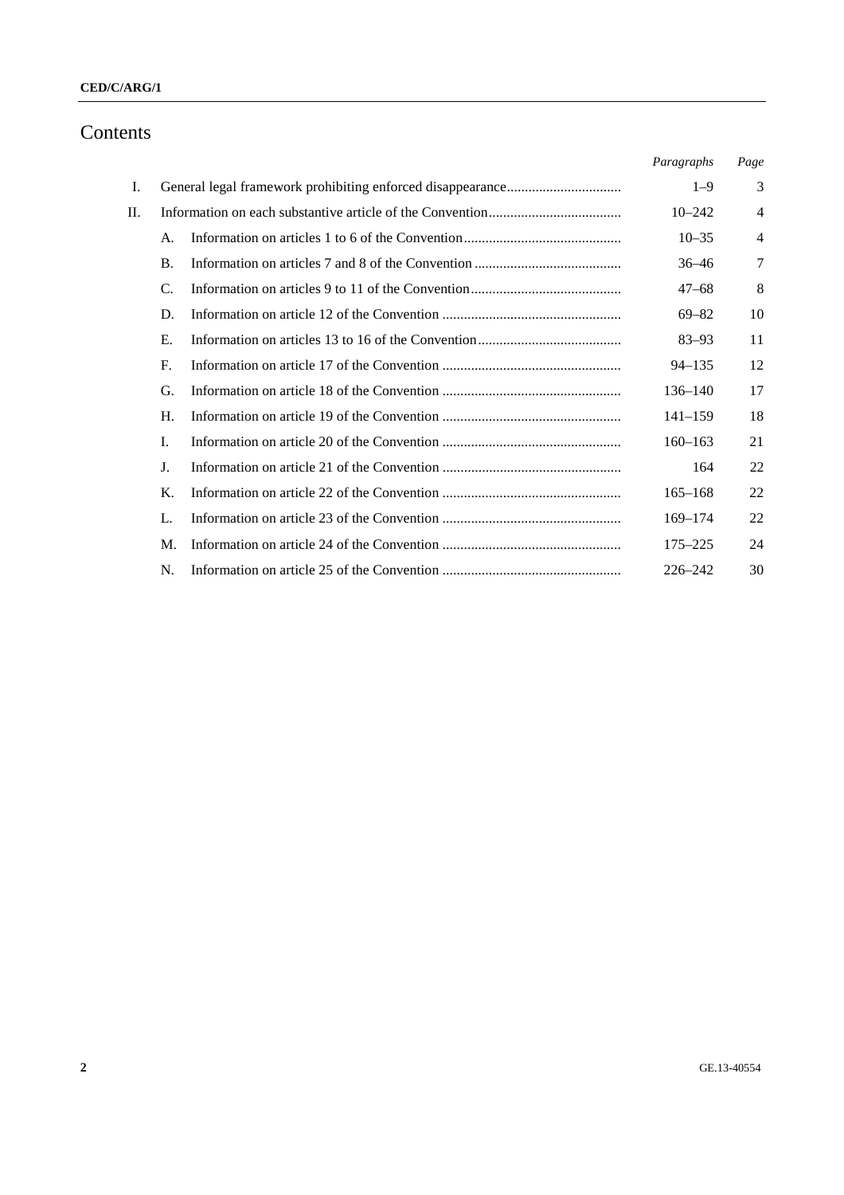# Contents

| | | | Paragraphs | Page |
|---|---|---|---|---|
| I. | General legal framework prohibiting enforced disappearance | | 1–9 | 3 |
| II. | Information on each substantive article of the Convention | | 10–242 | 4 |
| | A. | Information on articles 1 to 6 of the Convention | 10–35 | 4 |
| | B. | Information on articles 7 and 8 of the Convention | 36–46 | 7 |
| | C. | Information on articles 9 to 11 of the Convention | 47–68 | 8 |
| | D. | Information on article 12 of the Convention | 69–82 | 10 |
| | E. | Information on articles 13 to 16 of the Convention | 83–93 | 11 |
| | F. | Information on article 17 of the Convention | 94–135 | 12 |
| | G. | Information on article 18 of the Convention | 136–140 | 17 |
| | H. | Information on article 19 of the Convention | 141–159 | 18 |
| | I. | Information on article 20 of the Convention | 160–163 | 21 |
| | J. | Information on article 21 of the Convention | 164 | 22 |
| | K. | Information on article 22 of the Convention | 165–168 | 22 |
| | L. | Information on article 23 of the Convention | 169–174 | 22 |
| | M. | Information on article 24 of the Convention | 175–225 | 24 |
| | N. | Information on article 25 of the Convention | 226–242 | 30 |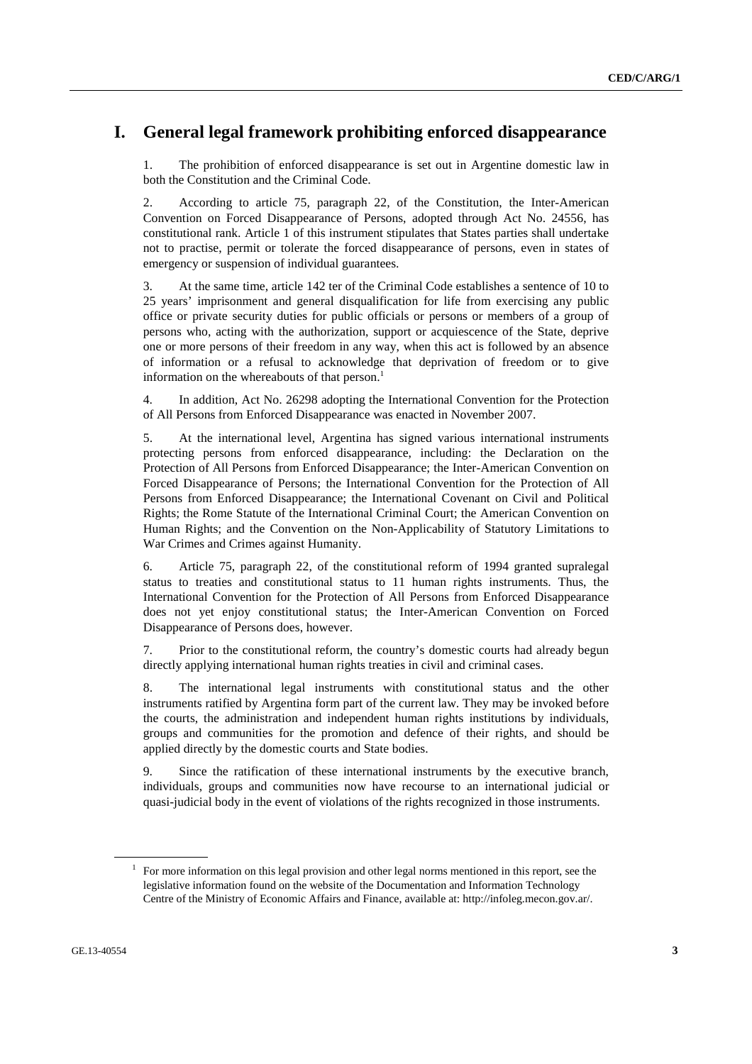# I. General legal framework prohibiting enforced disappearance

1. The prohibition of enforced disappearance is set out in Argentine domestic law in both the Constitution and the Criminal Code.

2. According to article 75, paragraph 22, of the Constitution, the Inter-American Convention on Forced Disappearance of Persons, adopted through Act No. 24556, has constitutional rank. Article 1 of this instrument stipulates that States parties shall undertake not to practise, permit or tolerate the forced disappearance of persons, even in states of emergency or suspension of individual guarantees.

3. At the same time, article 142 ter of the Criminal Code establishes a sentence of 10 to 25 years' imprisonment and general disqualification for life from exercising any public office or private security duties for public officials or persons or members of a group of persons who, acting with the authorization, support or acquiescence of the State, deprive one or more persons of their freedom in any way, when this act is followed by an absence of information or a refusal to acknowledge that deprivation of freedom or to give information on the whereabouts of that person.[1]

4. In addition, Act No. 26298 adopting the International Convention for the Protection of All Persons from Enforced Disappearance was enacted in November 2007.

5. At the international level, Argentina has signed various international instruments protecting persons from enforced disappearance, including: the Declaration on the Protection of All Persons from Enforced Disappearance; the Inter-American Convention on Forced Disappearance of Persons; the International Convention for the Protection of All Persons from Enforced Disappearance; the International Covenant on Civil and Political Rights; the Rome Statute of the International Criminal Court; the American Convention on Human Rights; and the Convention on the Non-Applicability of Statutory Limitations to War Crimes and Crimes against Humanity.

6. Article 75, paragraph 22, of the constitutional reform of 1994 granted supralegal status to treaties and constitutional status to 11 human rights instruments. Thus, the International Convention for the Protection of All Persons from Enforced Disappearance does not yet enjoy constitutional status; the Inter-American Convention on Forced Disappearance of Persons does, however.

7. Prior to the constitutional reform, the country's domestic courts had already begun directly applying international human rights treaties in civil and criminal cases.

8. The international legal instruments with constitutional status and the other instruments ratified by Argentina form part of the current law. They may be invoked before the courts, the administration and independent human rights institutions by individuals, groups and communities for the promotion and defence of their rights, and should be applied directly by the domestic courts and State bodies.

9. Since the ratification of these international instruments by the executive branch, individuals, groups and communities now have recourse to an international judicial or quasi-judicial body in the event of violations of the rights recognized in those instruments.

[1] For more information on this legal provision and other legal norms mentioned in this report, see the legislative information found on the website of the Documentation and Information Technology Centre of the Ministry of Economic Affairs and Finance, available at: http://infoleg.mecon.gov.ar/.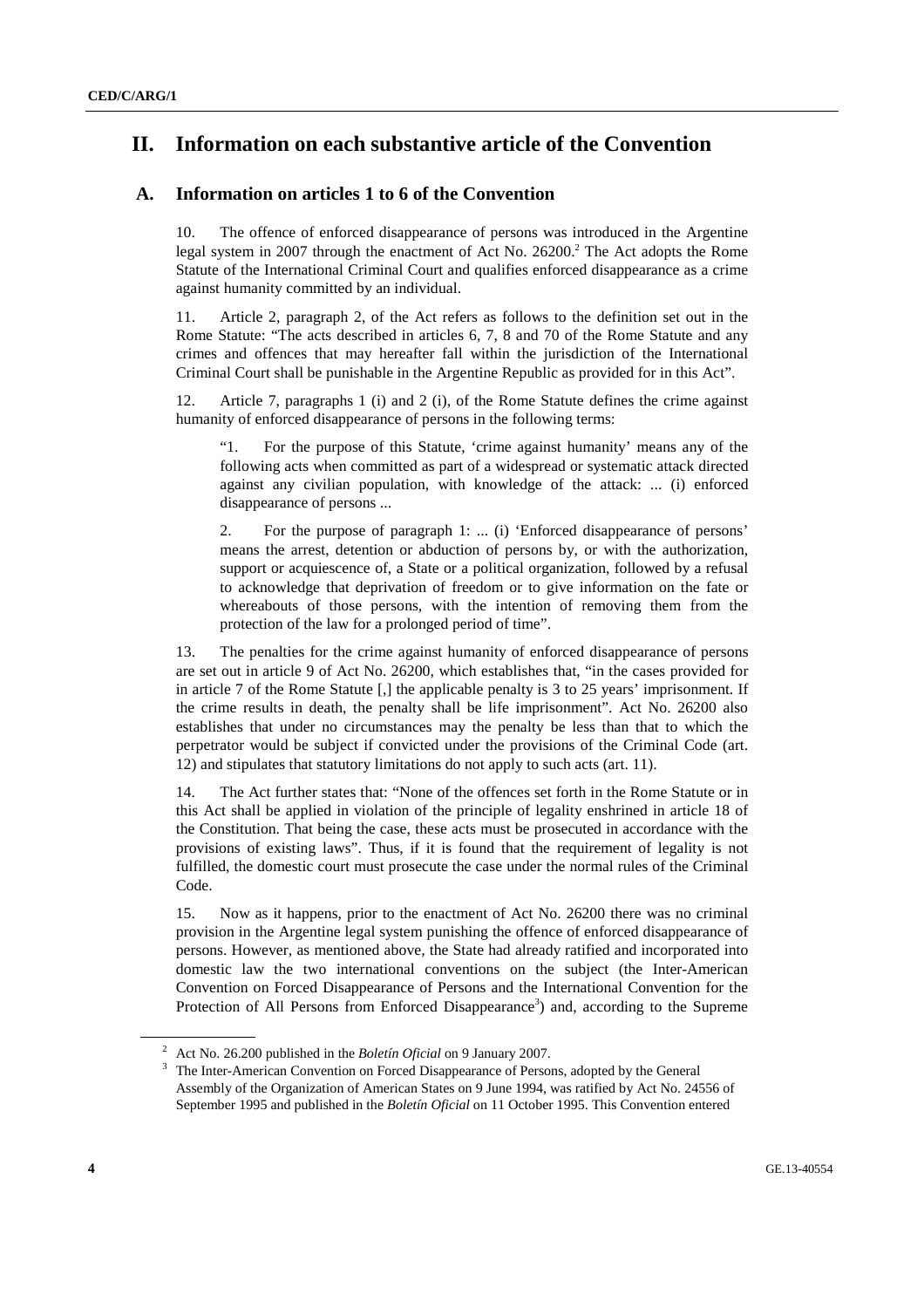# II. Information on each substantive article of the Convention

## A. Information on articles 1 to 6 of the Convention

10. The offence of enforced disappearance of persons was introduced in the Argentine legal system in 2007 through the enactment of Act No. 26200.[2] The Act adopts the Rome Statute of the International Criminal Court and qualifies enforced disappearance as a crime against humanity committed by an individual.

11. Article 2, paragraph 2, of the Act refers as follows to the definition set out in the Rome Statute: "The acts described in articles 6, 7, 8 and 70 of the Rome Statute and any crimes and offences that may hereafter fall within the jurisdiction of the International Criminal Court shall be punishable in the Argentine Republic as provided for in this Act".

12. Article 7, paragraphs 1 (i) and 2 (i), of the Rome Statute defines the crime against humanity of enforced disappearance of persons in the following terms:

> "1. For the purpose of this Statute, 'crime against humanity' means any of the following acts when committed as part of a widespread or systematic attack directed against any civilian population, with knowledge of the attack: ... (i) enforced disappearance of persons ...
>
> 2. For the purpose of paragraph 1: ... (i) 'Enforced disappearance of persons' means the arrest, detention or abduction of persons by, or with the authorization, support or acquiescence of, a State or a political organization, followed by a refusal to acknowledge that deprivation of freedom or to give information on the fate or whereabouts of those persons, with the intention of removing them from the protection of the law for a prolonged period of time".

13. The penalties for the crime against humanity of enforced disappearance of persons are set out in article 9 of Act No. 26200, which establishes that, "in the cases provided for in article 7 of the Rome Statute [,] the applicable penalty is 3 to 25 years' imprisonment. If the crime results in death, the penalty shall be life imprisonment". Act No. 26200 also establishes that under no circumstances may the penalty be less than that to which the perpetrator would be subject if convicted under the provisions of the Criminal Code (art. 12) and stipulates that statutory limitations do not apply to such acts (art. 11).

14. The Act further states that: "None of the offences set forth in the Rome Statute or in this Act shall be applied in violation of the principle of legality enshrined in article 18 of the Constitution. That being the case, these acts must be prosecuted in accordance with the provisions of existing laws". Thus, if it is found that the requirement of legality is not fulfilled, the domestic court must prosecute the case under the normal rules of the Criminal Code.

15. Now as it happens, prior to the enactment of Act No. 26200 there was no criminal provision in the Argentine legal system punishing the offence of enforced disappearance of persons. However, as mentioned above, the State had already ratified and incorporated into domestic law the two international conventions on the subject (the Inter-American Convention on Forced Disappearance of Persons and the International Convention for the Protection of All Persons from Enforced Disappearance[3]) and, according to the Supreme

---

[2] Act No. 26.200 published in the *Boletín Oficial* on 9 January 2007.

[3] The Inter-American Convention on Forced Disappearance of Persons, adopted by the General Assembly of the Organization of American States on 9 June 1994, was ratified by Act No. 24556 of September 1995 and published in the *Boletín Oficial* on 11 October 1995. This Convention entered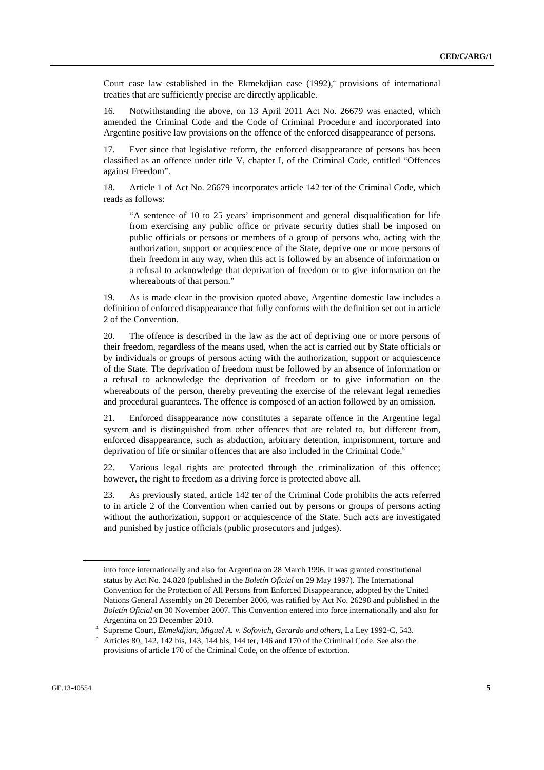Court case law established in the Ekmekdjian case (1992),[4] provisions of international treaties that are sufficiently precise are directly applicable.

16. Notwithstanding the above, on 13 April 2011 Act No. 26679 was enacted, which amended the Criminal Code and the Code of Criminal Procedure and incorporated into Argentine positive law provisions on the offence of the enforced disappearance of persons.

17. Ever since that legislative reform, the enforced disappearance of persons has been classified as an offence under title V, chapter I, of the Criminal Code, entitled "Offences against Freedom".

18. Article 1 of Act No. 26679 incorporates article 142 ter of the Criminal Code, which reads as follows:

> "A sentence of 10 to 25 years' imprisonment and general disqualification for life from exercising any public office or private security duties shall be imposed on public officials or persons or members of a group of persons who, acting with the authorization, support or acquiescence of the State, deprive one or more persons of their freedom in any way, when this act is followed by an absence of information or a refusal to acknowledge that deprivation of freedom or to give information on the whereabouts of that person."

19. As is made clear in the provision quoted above, Argentine domestic law includes a definition of enforced disappearance that fully conforms with the definition set out in article 2 of the Convention.

20. The offence is described in the law as the act of depriving one or more persons of their freedom, regardless of the means used, when the act is carried out by State officials or by individuals or groups of persons acting with the authorization, support or acquiescence of the State. The deprivation of freedom must be followed by an absence of information or a refusal to acknowledge the deprivation of freedom or to give information on the whereabouts of the person, thereby preventing the exercise of the relevant legal remedies and procedural guarantees. The offence is composed of an action followed by an omission.

21. Enforced disappearance now constitutes a separate offence in the Argentine legal system and is distinguished from other offences that are related to, but different from, enforced disappearance, such as abduction, arbitrary detention, imprisonment, torture and deprivation of life or similar offences that are also included in the Criminal Code.[5]

22. Various legal rights are protected through the criminalization of this offence; however, the right to freedom as a driving force is protected above all.

23. As previously stated, article 142 ter of the Criminal Code prohibits the acts referred to in article 2 of the Convention when carried out by persons or groups of persons acting without the authorization, support or acquiescence of the State. Such acts are investigated and punished by justice officials (public prosecutors and judges).

---

into force internationally and also for Argentina on 28 March 1996. It was granted constitutional status by Act No. 24.820 (published in the *Boletín Oficial* on 29 May 1997). The International Convention for the Protection of All Persons from Enforced Disappearance, adopted by the United Nations General Assembly on 20 December 2006, was ratified by Act No. 26298 and published in the *Boletín Oficial* on 30 November 2007. This Convention entered into force internationally and also for Argentina on 23 December 2010.

[4] Supreme Court, *Ekmekdjian, Miguel A. v. Sofovich, Gerardo and others*, La Ley 1992-C, 543.

[5] Articles 80, 142, 142 bis, 143, 144 bis, 144 ter, 146 and 170 of the Criminal Code. See also the provisions of article 170 of the Criminal Code, on the offence of extortion.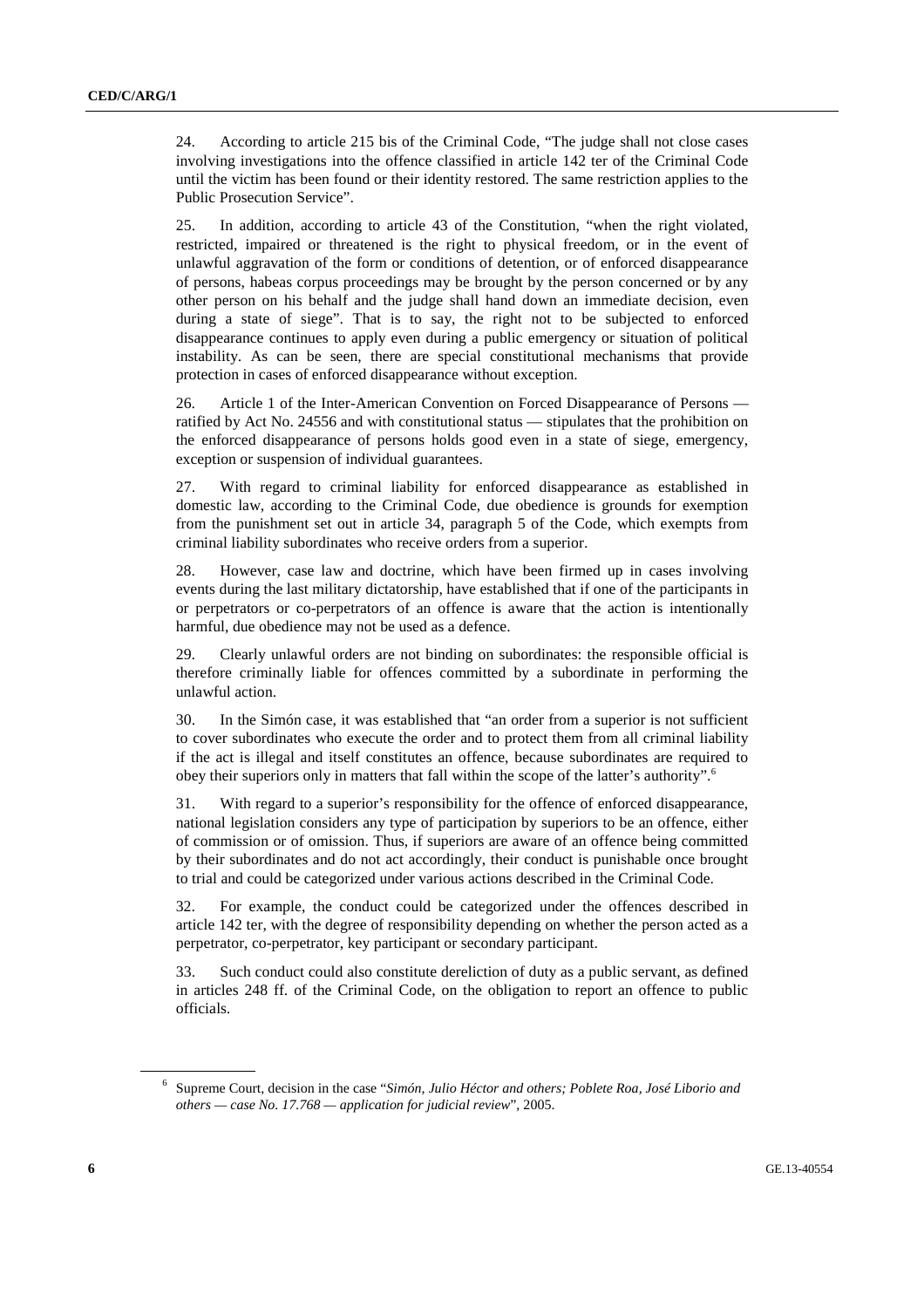24. According to article 215 bis of the Criminal Code, "The judge shall not close cases involving investigations into the offence classified in article 142 ter of the Criminal Code until the victim has been found or their identity restored. The same restriction applies to the Public Prosecution Service".

25. In addition, according to article 43 of the Constitution, "when the right violated, restricted, impaired or threatened is the right to physical freedom, or in the event of unlawful aggravation of the form or conditions of detention, or of enforced disappearance of persons, habeas corpus proceedings may be brought by the person concerned or by any other person on his behalf and the judge shall hand down an immediate decision, even during a state of siege". That is to say, the right not to be subjected to enforced disappearance continues to apply even during a public emergency or situation of political instability. As can be seen, there are special constitutional mechanisms that provide protection in cases of enforced disappearance without exception.

26. Article 1 of the Inter-American Convention on Forced Disappearance of Persons — ratified by Act No. 24556 and with constitutional status — stipulates that the prohibition on the enforced disappearance of persons holds good even in a state of siege, emergency, exception or suspension of individual guarantees.

27. With regard to criminal liability for enforced disappearance as established in domestic law, according to the Criminal Code, due obedience is grounds for exemption from the punishment set out in article 34, paragraph 5 of the Code, which exempts from criminal liability subordinates who receive orders from a superior.

28. However, case law and doctrine, which have been firmed up in cases involving events during the last military dictatorship, have established that if one of the participants in or perpetrators or co-perpetrators of an offence is aware that the action is intentionally harmful, due obedience may not be used as a defence.

29. Clearly unlawful orders are not binding on subordinates: the responsible official is therefore criminally liable for offences committed by a subordinate in performing the unlawful action.

30. In the Simón case, it was established that "an order from a superior is not sufficient to cover subordinates who execute the order and to protect them from all criminal liability if the act is illegal and itself constitutes an offence, because subordinates are required to obey their superiors only in matters that fall within the scope of the latter's authority".[6]

31. With regard to a superior's responsibility for the offence of enforced disappearance, national legislation considers any type of participation by superiors to be an offence, either of commission or of omission. Thus, if superiors are aware of an offence being committed by their subordinates and do not act accordingly, their conduct is punishable once brought to trial and could be categorized under various actions described in the Criminal Code.

32. For example, the conduct could be categorized under the offences described in article 142 ter, with the degree of responsibility depending on whether the person acted as a perpetrator, co-perpetrator, key participant or secondary participant.

33. Such conduct could also constitute dereliction of duty as a public servant, as defined in articles 248 ff. of the Criminal Code, on the obligation to report an offence to public officials.

[6] Supreme Court, decision in the case "*Simón, Julio Héctor and others; Poblete Roa, José Liborio and others — case No. 17.768 — application for judicial review*", 2005.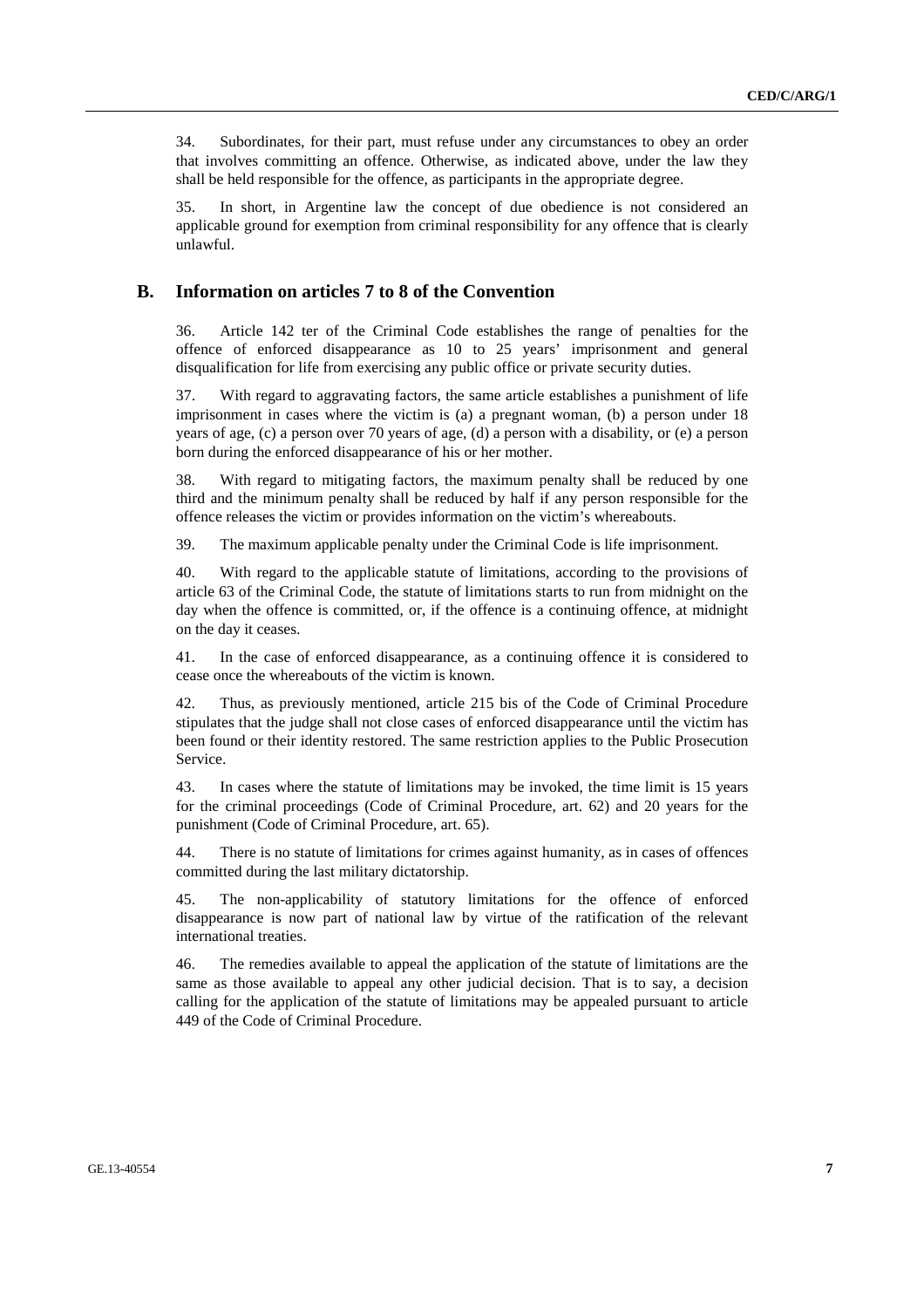34. Subordinates, for their part, must refuse under any circumstances to obey an order that involves committing an offence. Otherwise, as indicated above, under the law they shall be held responsible for the offence, as participants in the appropriate degree.

35. In short, in Argentine law the concept of due obedience is not considered an applicable ground for exemption from criminal responsibility for any offence that is clearly unlawful.

## B. Information on articles 7 to 8 of the Convention

36. Article 142 ter of the Criminal Code establishes the range of penalties for the offence of enforced disappearance as 10 to 25 years' imprisonment and general disqualification for life from exercising any public office or private security duties.

37. With regard to aggravating factors, the same article establishes a punishment of life imprisonment in cases where the victim is (a) a pregnant woman, (b) a person under 18 years of age, (c) a person over 70 years of age, (d) a person with a disability, or (e) a person born during the enforced disappearance of his or her mother.

38. With regard to mitigating factors, the maximum penalty shall be reduced by one third and the minimum penalty shall be reduced by half if any person responsible for the offence releases the victim or provides information on the victim's whereabouts.

39. The maximum applicable penalty under the Criminal Code is life imprisonment.

40. With regard to the applicable statute of limitations, according to the provisions of article 63 of the Criminal Code, the statute of limitations starts to run from midnight on the day when the offence is committed, or, if the offence is a continuing offence, at midnight on the day it ceases.

41. In the case of enforced disappearance, as a continuing offence it is considered to cease once the whereabouts of the victim is known.

42. Thus, as previously mentioned, article 215 bis of the Code of Criminal Procedure stipulates that the judge shall not close cases of enforced disappearance until the victim has been found or their identity restored. The same restriction applies to the Public Prosecution Service.

43. In cases where the statute of limitations may be invoked, the time limit is 15 years for the criminal proceedings (Code of Criminal Procedure, art. 62) and 20 years for the punishment (Code of Criminal Procedure, art. 65).

44. There is no statute of limitations for crimes against humanity, as in cases of offences committed during the last military dictatorship.

45. The non-applicability of statutory limitations for the offence of enforced disappearance is now part of national law by virtue of the ratification of the relevant international treaties.

46. The remedies available to appeal the application of the statute of limitations are the same as those available to appeal any other judicial decision. That is to say, a decision calling for the application of the statute of limitations may be appealed pursuant to article 449 of the Code of Criminal Procedure.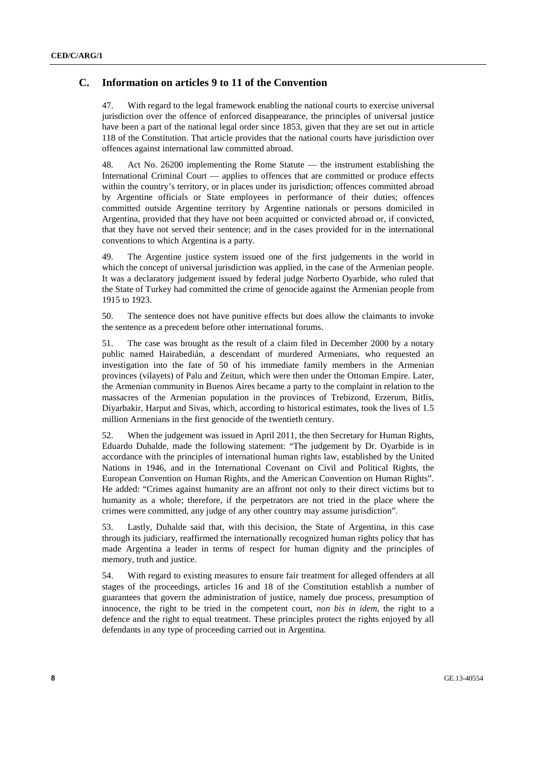## C. Information on articles 9 to 11 of the Convention

47. With regard to the legal framework enabling the national courts to exercise universal jurisdiction over the offence of enforced disappearance, the principles of universal justice have been a part of the national legal order since 1853, given that they are set out in article 118 of the Constitution. That article provides that the national courts have jurisdiction over offences against international law committed abroad.

48. Act No. 26200 implementing the Rome Statute — the instrument establishing the International Criminal Court — applies to offences that are committed or produce effects within the country's territory, or in places under its jurisdiction; offences committed abroad by Argentine officials or State employees in performance of their duties; offences committed outside Argentine territory by Argentine nationals or persons domiciled in Argentina, provided that they have not been acquitted or convicted abroad or, if convicted, that they have not served their sentence; and in the cases provided for in the international conventions to which Argentina is a party.

49. The Argentine justice system issued one of the first judgements in the world in which the concept of universal jurisdiction was applied, in the case of the Armenian people. It was a declaratory judgement issued by federal judge Norberto Oyarbide, who ruled that the State of Turkey had committed the crime of genocide against the Armenian people from 1915 to 1923.

50. The sentence does not have punitive effects but does allow the claimants to invoke the sentence as a precedent before other international forums.

51. The case was brought as the result of a claim filed in December 2000 by a notary public named Hairabedián, a descendant of murdered Armenians, who requested an investigation into the fate of 50 of his immediate family members in the Armenian provinces (vilayets) of Palu and Zeitun, which were then under the Ottoman Empire. Later, the Armenian community in Buenos Aires became a party to the complaint in relation to the massacres of the Armenian population in the provinces of Trebizond, Erzerum, Bitlis, Diyarbakir, Harput and Sivas, which, according to historical estimates, took the lives of 1.5 million Armenians in the first genocide of the twentieth century.

52. When the judgement was issued in April 2011, the then Secretary for Human Rights, Eduardo Duhalde, made the following statement: "The judgement by Dr. Oyarbide is in accordance with the principles of international human rights law, established by the United Nations in 1946, and in the International Covenant on Civil and Political Rights, the European Convention on Human Rights, and the American Convention on Human Rights". He added: "Crimes against humanity are an affront not only to their direct victims but to humanity as a whole; therefore, if the perpetrators are not tried in the place where the crimes were committed, any judge of any other country may assume jurisdiction".

53. Lastly, Duhalde said that, with this decision, the State of Argentina, in this case through its judiciary, reaffirmed the internationally recognized human rights policy that has made Argentina a leader in terms of respect for human dignity and the principles of memory, truth and justice.

54. With regard to existing measures to ensure fair treatment for alleged offenders at all stages of the proceedings, articles 16 and 18 of the Constitution establish a number of guarantees that govern the administration of justice, namely due process, presumption of innocence, the right to be tried in the competent court, *non bis in idem*, the right to a defence and the right to equal treatment. These principles protect the rights enjoyed by all defendants in any type of proceeding carried out in Argentina.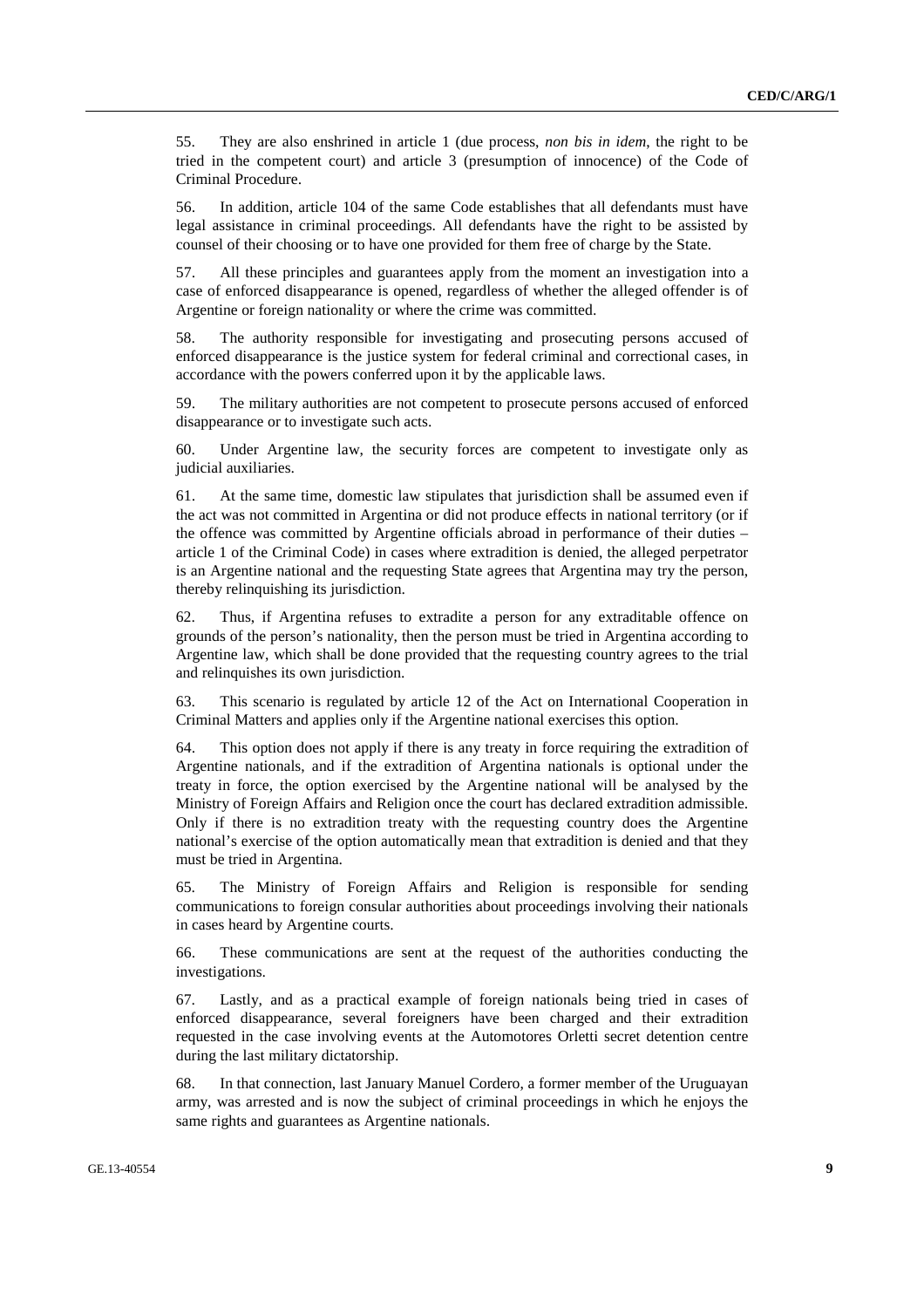55. They are also enshrined in article 1 (due process, *non bis in idem*, the right to be tried in the competent court) and article 3 (presumption of innocence) of the Code of Criminal Procedure.

56. In addition, article 104 of the same Code establishes that all defendants must have legal assistance in criminal proceedings. All defendants have the right to be assisted by counsel of their choosing or to have one provided for them free of charge by the State.

57. All these principles and guarantees apply from the moment an investigation into a case of enforced disappearance is opened, regardless of whether the alleged offender is of Argentine or foreign nationality or where the crime was committed.

58. The authority responsible for investigating and prosecuting persons accused of enforced disappearance is the justice system for federal criminal and correctional cases, in accordance with the powers conferred upon it by the applicable laws.

59. The military authorities are not competent to prosecute persons accused of enforced disappearance or to investigate such acts.

60. Under Argentine law, the security forces are competent to investigate only as judicial auxiliaries.

61. At the same time, domestic law stipulates that jurisdiction shall be assumed even if the act was not committed in Argentina or did not produce effects in national territory (or if the offence was committed by Argentine officials abroad in performance of their duties – article 1 of the Criminal Code) in cases where extradition is denied, the alleged perpetrator is an Argentine national and the requesting State agrees that Argentina may try the person, thereby relinquishing its jurisdiction.

62. Thus, if Argentina refuses to extradite a person for any extraditable offence on grounds of the person's nationality, then the person must be tried in Argentina according to Argentine law, which shall be done provided that the requesting country agrees to the trial and relinquishes its own jurisdiction.

63. This scenario is regulated by article 12 of the Act on International Cooperation in Criminal Matters and applies only if the Argentine national exercises this option.

64. This option does not apply if there is any treaty in force requiring the extradition of Argentine nationals, and if the extradition of Argentina nationals is optional under the treaty in force, the option exercised by the Argentine national will be analysed by the Ministry of Foreign Affairs and Religion once the court has declared extradition admissible. Only if there is no extradition treaty with the requesting country does the Argentine national's exercise of the option automatically mean that extradition is denied and that they must be tried in Argentina.

65. The Ministry of Foreign Affairs and Religion is responsible for sending communications to foreign consular authorities about proceedings involving their nationals in cases heard by Argentine courts.

66. These communications are sent at the request of the authorities conducting the investigations.

67. Lastly, and as a practical example of foreign nationals being tried in cases of enforced disappearance, several foreigners have been charged and their extradition requested in the case involving events at the Automotores Orletti secret detention centre during the last military dictatorship.

68. In that connection, last January Manuel Cordero, a former member of the Uruguayan army, was arrested and is now the subject of criminal proceedings in which he enjoys the same rights and guarantees as Argentine nationals.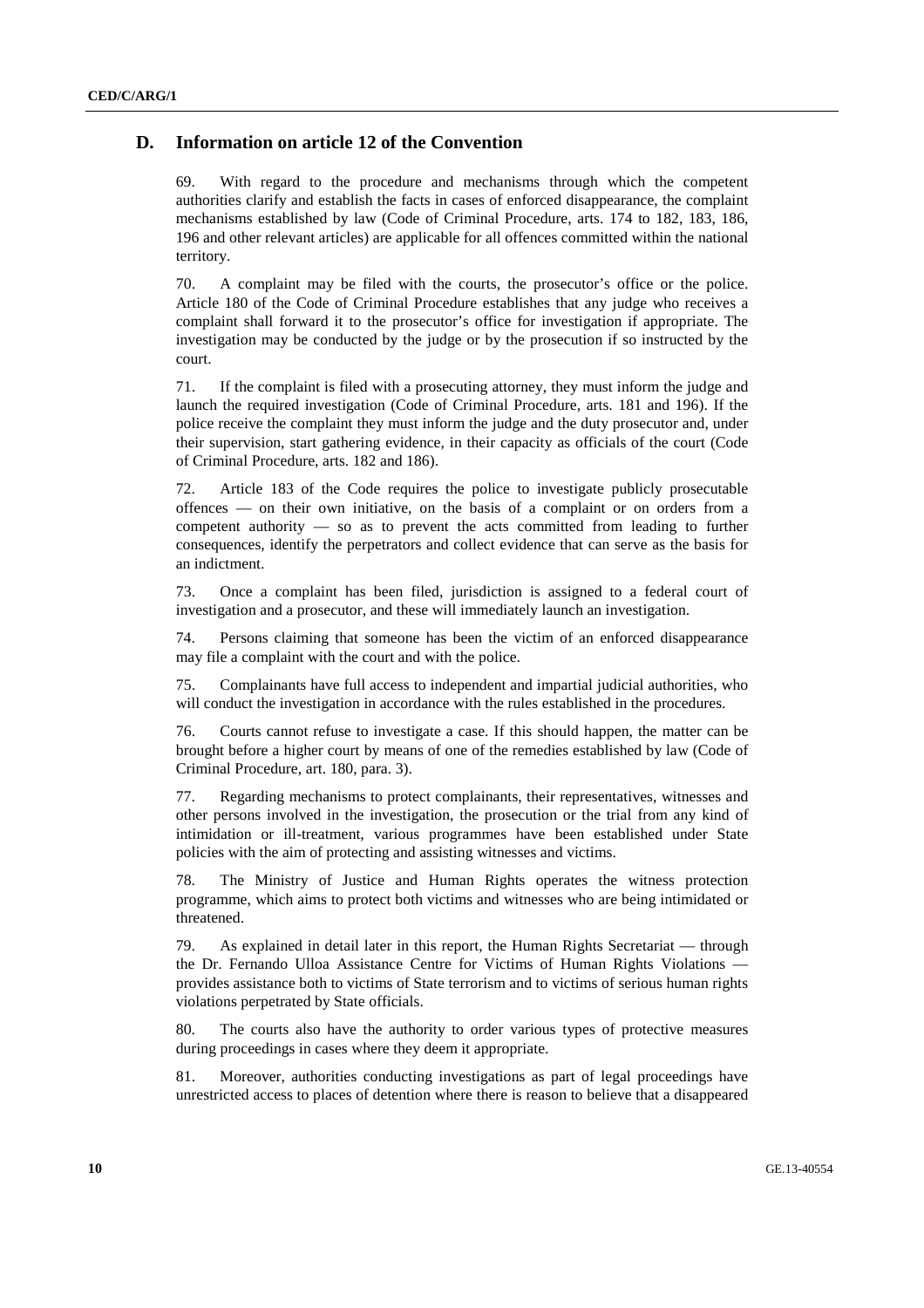## D. Information on article 12 of the Convention

69. With regard to the procedure and mechanisms through which the competent authorities clarify and establish the facts in cases of enforced disappearance, the complaint mechanisms established by law (Code of Criminal Procedure, arts. 174 to 182, 183, 186, 196 and other relevant articles) are applicable for all offences committed within the national territory.

70. A complaint may be filed with the courts, the prosecutor's office or the police. Article 180 of the Code of Criminal Procedure establishes that any judge who receives a complaint shall forward it to the prosecutor's office for investigation if appropriate. The investigation may be conducted by the judge or by the prosecution if so instructed by the court.

71. If the complaint is filed with a prosecuting attorney, they must inform the judge and launch the required investigation (Code of Criminal Procedure, arts. 181 and 196). If the police receive the complaint they must inform the judge and the duty prosecutor and, under their supervision, start gathering evidence, in their capacity as officials of the court (Code of Criminal Procedure, arts. 182 and 186).

72. Article 183 of the Code requires the police to investigate publicly prosecutable offences — on their own initiative, on the basis of a complaint or on orders from a competent authority — so as to prevent the acts committed from leading to further consequences, identify the perpetrators and collect evidence that can serve as the basis for an indictment.

73. Once a complaint has been filed, jurisdiction is assigned to a federal court of investigation and a prosecutor, and these will immediately launch an investigation.

74. Persons claiming that someone has been the victim of an enforced disappearance may file a complaint with the court and with the police.

75. Complainants have full access to independent and impartial judicial authorities, who will conduct the investigation in accordance with the rules established in the procedures.

76. Courts cannot refuse to investigate a case. If this should happen, the matter can be brought before a higher court by means of one of the remedies established by law (Code of Criminal Procedure, art. 180, para. 3).

77. Regarding mechanisms to protect complainants, their representatives, witnesses and other persons involved in the investigation, the prosecution or the trial from any kind of intimidation or ill-treatment, various programmes have been established under State policies with the aim of protecting and assisting witnesses and victims.

78. The Ministry of Justice and Human Rights operates the witness protection programme, which aims to protect both victims and witnesses who are being intimidated or threatened.

79. As explained in detail later in this report, the Human Rights Secretariat — through the Dr. Fernando Ulloa Assistance Centre for Victims of Human Rights Violations — provides assistance both to victims of State terrorism and to victims of serious human rights violations perpetrated by State officials.

80. The courts also have the authority to order various types of protective measures during proceedings in cases where they deem it appropriate.

81. Moreover, authorities conducting investigations as part of legal proceedings have unrestricted access to places of detention where there is reason to believe that a disappeared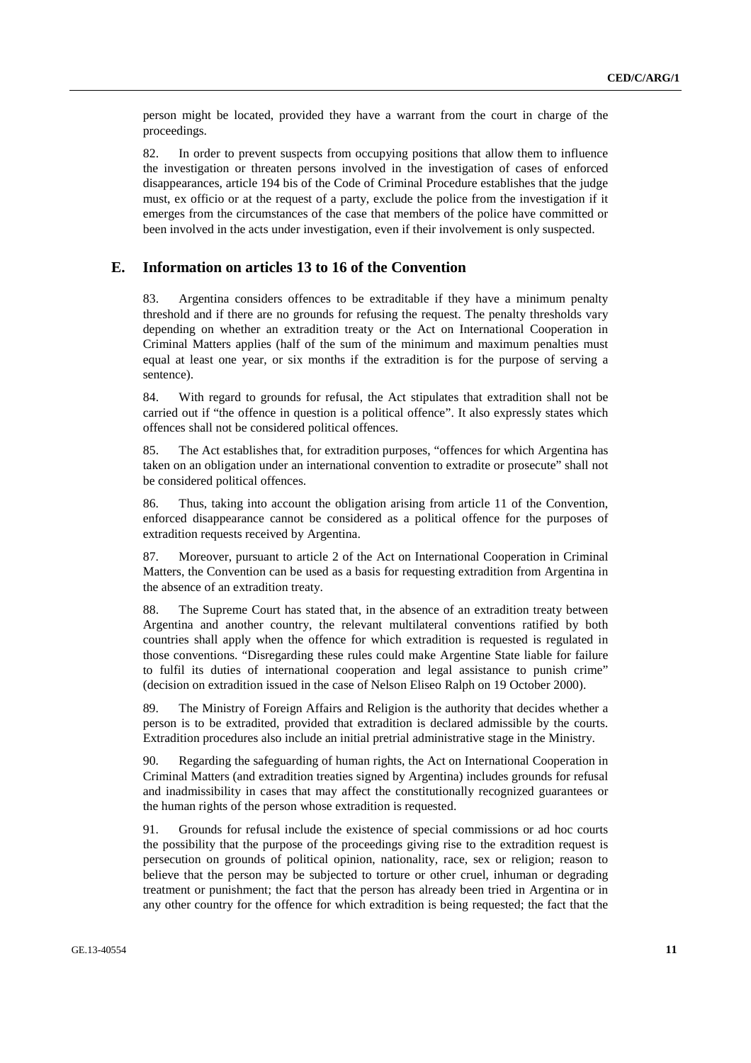person might be located, provided they have a warrant from the court in charge of the proceedings.

82. In order to prevent suspects from occupying positions that allow them to influence the investigation or threaten persons involved in the investigation of cases of enforced disappearances, article 194 bis of the Code of Criminal Procedure establishes that the judge must, ex officio or at the request of a party, exclude the police from the investigation if it emerges from the circumstances of the case that members of the police have committed or been involved in the acts under investigation, even if their involvement is only suspected.

## E. Information on articles 13 to 16 of the Convention

83. Argentina considers offences to be extraditable if they have a minimum penalty threshold and if there are no grounds for refusing the request. The penalty thresholds vary depending on whether an extradition treaty or the Act on International Cooperation in Criminal Matters applies (half of the sum of the minimum and maximum penalties must equal at least one year, or six months if the extradition is for the purpose of serving a sentence).

84. With regard to grounds for refusal, the Act stipulates that extradition shall not be carried out if "the offence in question is a political offence". It also expressly states which offences shall not be considered political offences.

85. The Act establishes that, for extradition purposes, "offences for which Argentina has taken on an obligation under an international convention to extradite or prosecute" shall not be considered political offences.

86. Thus, taking into account the obligation arising from article 11 of the Convention, enforced disappearance cannot be considered as a political offence for the purposes of extradition requests received by Argentina.

87. Moreover, pursuant to article 2 of the Act on International Cooperation in Criminal Matters, the Convention can be used as a basis for requesting extradition from Argentina in the absence of an extradition treaty.

88. The Supreme Court has stated that, in the absence of an extradition treaty between Argentina and another country, the relevant multilateral conventions ratified by both countries shall apply when the offence for which extradition is requested is regulated in those conventions. "Disregarding these rules could make Argentine State liable for failure to fulfil its duties of international cooperation and legal assistance to punish crime" (decision on extradition issued in the case of Nelson Eliseo Ralph on 19 October 2000).

89. The Ministry of Foreign Affairs and Religion is the authority that decides whether a person is to be extradited, provided that extradition is declared admissible by the courts. Extradition procedures also include an initial pretrial administrative stage in the Ministry.

90. Regarding the safeguarding of human rights, the Act on International Cooperation in Criminal Matters (and extradition treaties signed by Argentina) includes grounds for refusal and inadmissibility in cases that may affect the constitutionally recognized guarantees or the human rights of the person whose extradition is requested.

91. Grounds for refusal include the existence of special commissions or ad hoc courts the possibility that the purpose of the proceedings giving rise to the extradition request is persecution on grounds of political opinion, nationality, race, sex or religion; reason to believe that the person may be subjected to torture or other cruel, inhuman or degrading treatment or punishment; the fact that the person has already been tried in Argentina or in any other country for the offence for which extradition is being requested; the fact that the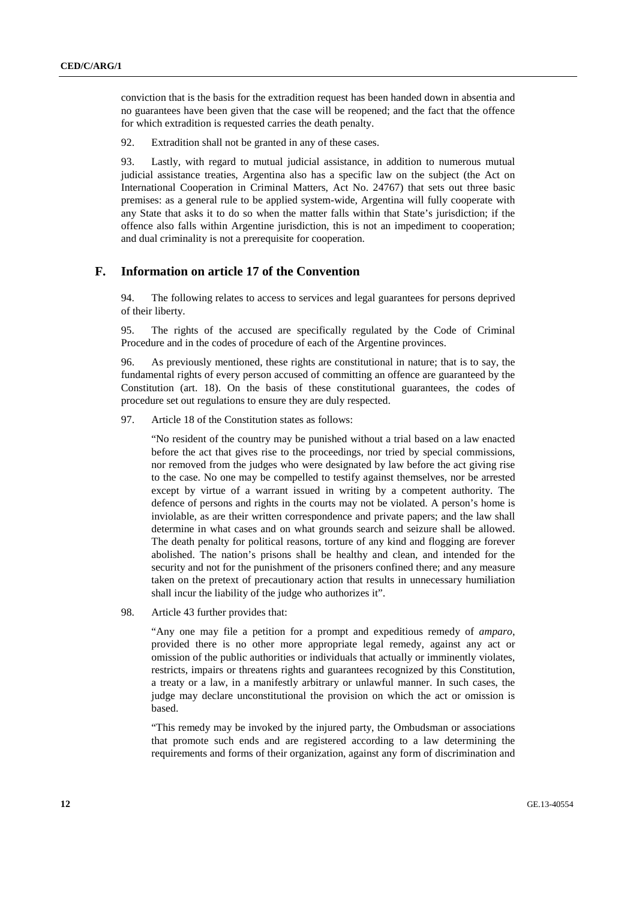conviction that is the basis for the extradition request has been handed down in absentia and no guarantees have been given that the case will be reopened; and the fact that the offence for which extradition is requested carries the death penalty.

92. Extradition shall not be granted in any of these cases.

93. Lastly, with regard to mutual judicial assistance, in addition to numerous mutual judicial assistance treaties, Argentina also has a specific law on the subject (the Act on International Cooperation in Criminal Matters, Act No. 24767) that sets out three basic premises: as a general rule to be applied system-wide, Argentina will fully cooperate with any State that asks it to do so when the matter falls within that State's jurisdiction; if the offence also falls within Argentine jurisdiction, this is not an impediment to cooperation; and dual criminality is not a prerequisite for cooperation.

## F. Information on article 17 of the Convention

94. The following relates to access to services and legal guarantees for persons deprived of their liberty.

95. The rights of the accused are specifically regulated by the Code of Criminal Procedure and in the codes of procedure of each of the Argentine provinces.

96. As previously mentioned, these rights are constitutional in nature; that is to say, the fundamental rights of every person accused of committing an offence are guaranteed by the Constitution (art. 18). On the basis of these constitutional guarantees, the codes of procedure set out regulations to ensure they are duly respected.

97. Article 18 of the Constitution states as follows:

> "No resident of the country may be punished without a trial based on a law enacted before the act that gives rise to the proceedings, nor tried by special commissions, nor removed from the judges who were designated by law before the act giving rise to the case. No one may be compelled to testify against themselves, nor be arrested except by virtue of a warrant issued in writing by a competent authority. The defence of persons and rights in the courts may not be violated. A person's home is inviolable, as are their written correspondence and private papers; and the law shall determine in what cases and on what grounds search and seizure shall be allowed. The death penalty for political reasons, torture of any kind and flogging are forever abolished. The nation's prisons shall be healthy and clean, and intended for the security and not for the punishment of the prisoners confined there; and any measure taken on the pretext of precautionary action that results in unnecessary humiliation shall incur the liability of the judge who authorizes it".

98. Article 43 further provides that:

> "Any one may file a petition for a prompt and expeditious remedy of *amparo*, provided there is no other more appropriate legal remedy, against any act or omission of the public authorities or individuals that actually or imminently violates, restricts, impairs or threatens rights and guarantees recognized by this Constitution, a treaty or a law, in a manifestly arbitrary or unlawful manner. In such cases, the judge may declare unconstitutional the provision on which the act or omission is based.
>
> "This remedy may be invoked by the injured party, the Ombudsman or associations that promote such ends and are registered according to a law determining the requirements and forms of their organization, against any form of discrimination and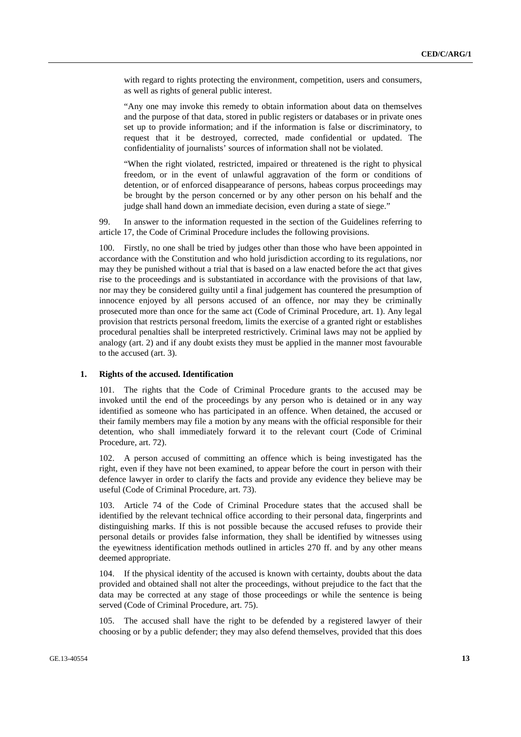with regard to rights protecting the environment, competition, users and consumers, as well as rights of general public interest.

"Any one may invoke this remedy to obtain information about data on themselves and the purpose of that data, stored in public registers or databases or in private ones set up to provide information; and if the information is false or discriminatory, to request that it be destroyed, corrected, made confidential or updated. The confidentiality of journalists' sources of information shall not be violated.

"When the right violated, restricted, impaired or threatened is the right to physical freedom, or in the event of unlawful aggravation of the form or conditions of detention, or of enforced disappearance of persons, habeas corpus proceedings may be brought by the person concerned or by any other person on his behalf and the judge shall hand down an immediate decision, even during a state of siege."

99. In answer to the information requested in the section of the Guidelines referring to article 17, the Code of Criminal Procedure includes the following provisions.

100. Firstly, no one shall be tried by judges other than those who have been appointed in accordance with the Constitution and who hold jurisdiction according to its regulations, nor may they be punished without a trial that is based on a law enacted before the act that gives rise to the proceedings and is substantiated in accordance with the provisions of that law, nor may they be considered guilty until a final judgement has countered the presumption of innocence enjoyed by all persons accused of an offence, nor may they be criminally prosecuted more than once for the same act (Code of Criminal Procedure, art. 1). Any legal provision that restricts personal freedom, limits the exercise of a granted right or establishes procedural penalties shall be interpreted restrictively. Criminal laws may not be applied by analogy (art. 2) and if any doubt exists they must be applied in the manner most favourable to the accused (art. 3).

### 1. Rights of the accused. Identification

101. The rights that the Code of Criminal Procedure grants to the accused may be invoked until the end of the proceedings by any person who is detained or in any way identified as someone who has participated in an offence. When detained, the accused or their family members may file a motion by any means with the official responsible for their detention, who shall immediately forward it to the relevant court (Code of Criminal Procedure, art. 72).

102. A person accused of committing an offence which is being investigated has the right, even if they have not been examined, to appear before the court in person with their defence lawyer in order to clarify the facts and provide any evidence they believe may be useful (Code of Criminal Procedure, art. 73).

103. Article 74 of the Code of Criminal Procedure states that the accused shall be identified by the relevant technical office according to their personal data, fingerprints and distinguishing marks. If this is not possible because the accused refuses to provide their personal details or provides false information, they shall be identified by witnesses using the eyewitness identification methods outlined in articles 270 ff. and by any other means deemed appropriate.

104. If the physical identity of the accused is known with certainty, doubts about the data provided and obtained shall not alter the proceedings, without prejudice to the fact that the data may be corrected at any stage of those proceedings or while the sentence is being served (Code of Criminal Procedure, art. 75).

105. The accused shall have the right to be defended by a registered lawyer of their choosing or by a public defender; they may also defend themselves, provided that this does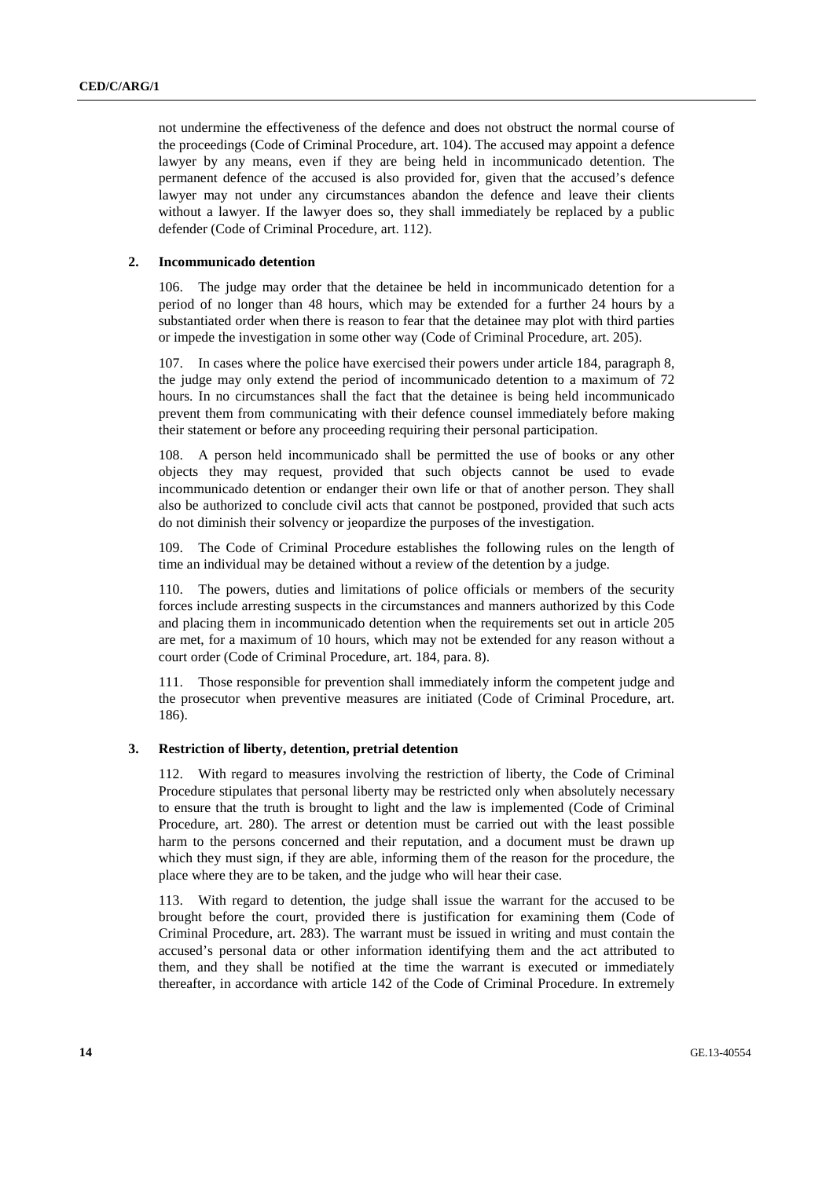not undermine the effectiveness of the defence and does not obstruct the normal course of the proceedings (Code of Criminal Procedure, art. 104). The accused may appoint a defence lawyer by any means, even if they are being held in incommunicado detention. The permanent defence of the accused is also provided for, given that the accused's defence lawyer may not under any circumstances abandon the defence and leave their clients without a lawyer. If the lawyer does so, they shall immediately be replaced by a public defender (Code of Criminal Procedure, art. 112).

### 2. Incommunicado detention

106. The judge may order that the detainee be held in incommunicado detention for a period of no longer than 48 hours, which may be extended for a further 24 hours by a substantiated order when there is reason to fear that the detainee may plot with third parties or impede the investigation in some other way (Code of Criminal Procedure, art. 205).

107. In cases where the police have exercised their powers under article 184, paragraph 8, the judge may only extend the period of incommunicado detention to a maximum of 72 hours. In no circumstances shall the fact that the detainee is being held incommunicado prevent them from communicating with their defence counsel immediately before making their statement or before any proceeding requiring their personal participation.

108. A person held incommunicado shall be permitted the use of books or any other objects they may request, provided that such objects cannot be used to evade incommunicado detention or endanger their own life or that of another person. They shall also be authorized to conclude civil acts that cannot be postponed, provided that such acts do not diminish their solvency or jeopardize the purposes of the investigation.

109. The Code of Criminal Procedure establishes the following rules on the length of time an individual may be detained without a review of the detention by a judge.

110. The powers, duties and limitations of police officials or members of the security forces include arresting suspects in the circumstances and manners authorized by this Code and placing them in incommunicado detention when the requirements set out in article 205 are met, for a maximum of 10 hours, which may not be extended for any reason without a court order (Code of Criminal Procedure, art. 184, para. 8).

111. Those responsible for prevention shall immediately inform the competent judge and the prosecutor when preventive measures are initiated (Code of Criminal Procedure, art. 186).

### 3. Restriction of liberty, detention, pretrial detention

112. With regard to measures involving the restriction of liberty, the Code of Criminal Procedure stipulates that personal liberty may be restricted only when absolutely necessary to ensure that the truth is brought to light and the law is implemented (Code of Criminal Procedure, art. 280). The arrest or detention must be carried out with the least possible harm to the persons concerned and their reputation, and a document must be drawn up which they must sign, if they are able, informing them of the reason for the procedure, the place where they are to be taken, and the judge who will hear their case.

113. With regard to detention, the judge shall issue the warrant for the accused to be brought before the court, provided there is justification for examining them (Code of Criminal Procedure, art. 283). The warrant must be issued in writing and must contain the accused's personal data or other information identifying them and the act attributed to them, and they shall be notified at the time the warrant is executed or immediately thereafter, in accordance with article 142 of the Code of Criminal Procedure. In extremely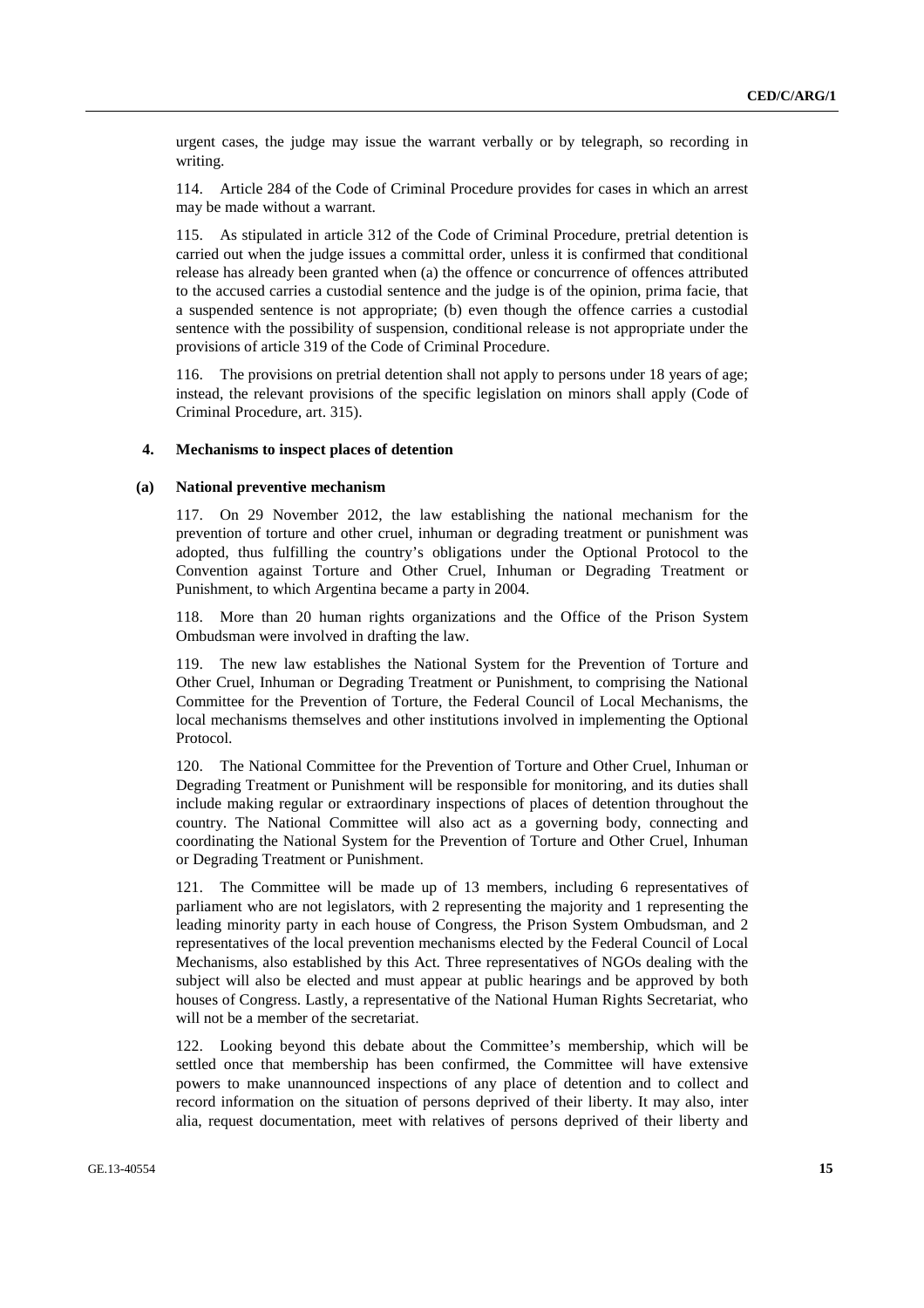urgent cases, the judge may issue the warrant verbally or by telegraph, so recording in writing.

114. Article 284 of the Code of Criminal Procedure provides for cases in which an arrest may be made without a warrant.

115. As stipulated in article 312 of the Code of Criminal Procedure, pretrial detention is carried out when the judge issues a committal order, unless it is confirmed that conditional release has already been granted when (a) the offence or concurrence of offences attributed to the accused carries a custodial sentence and the judge is of the opinion, prima facie, that a suspended sentence is not appropriate; (b) even though the offence carries a custodial sentence with the possibility of suspension, conditional release is not appropriate under the provisions of article 319 of the Code of Criminal Procedure.

116. The provisions on pretrial detention shall not apply to persons under 18 years of age; instead, the relevant provisions of the specific legislation on minors shall apply (Code of Criminal Procedure, art. 315).

### 4. Mechanisms to inspect places of detention

#### (a) National preventive mechanism

117. On 29 November 2012, the law establishing the national mechanism for the prevention of torture and other cruel, inhuman or degrading treatment or punishment was adopted, thus fulfilling the country's obligations under the Optional Protocol to the Convention against Torture and Other Cruel, Inhuman or Degrading Treatment or Punishment, to which Argentina became a party in 2004.

118. More than 20 human rights organizations and the Office of the Prison System Ombudsman were involved in drafting the law.

119. The new law establishes the National System for the Prevention of Torture and Other Cruel, Inhuman or Degrading Treatment or Punishment, to comprising the National Committee for the Prevention of Torture, the Federal Council of Local Mechanisms, the local mechanisms themselves and other institutions involved in implementing the Optional Protocol.

120. The National Committee for the Prevention of Torture and Other Cruel, Inhuman or Degrading Treatment or Punishment will be responsible for monitoring, and its duties shall include making regular or extraordinary inspections of places of detention throughout the country. The National Committee will also act as a governing body, connecting and coordinating the National System for the Prevention of Torture and Other Cruel, Inhuman or Degrading Treatment or Punishment.

121. The Committee will be made up of 13 members, including 6 representatives of parliament who are not legislators, with 2 representing the majority and 1 representing the leading minority party in each house of Congress, the Prison System Ombudsman, and 2 representatives of the local prevention mechanisms elected by the Federal Council of Local Mechanisms, also established by this Act. Three representatives of NGOs dealing with the subject will also be elected and must appear at public hearings and be approved by both houses of Congress. Lastly, a representative of the National Human Rights Secretariat, who will not be a member of the secretariat.

122. Looking beyond this debate about the Committee's membership, which will be settled once that membership has been confirmed, the Committee will have extensive powers to make unannounced inspections of any place of detention and to collect and record information on the situation of persons deprived of their liberty. It may also, inter alia, request documentation, meet with relatives of persons deprived of their liberty and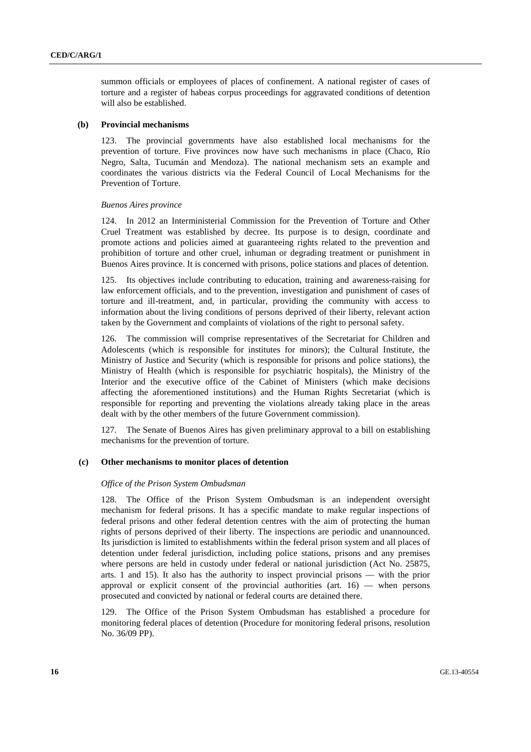summon officials or employees of places of confinement. A national register of cases of torture and a register of habeas corpus proceedings for aggravated conditions of detention will also be established.

### (b) Provincial mechanisms

123. The provincial governments have also established local mechanisms for the prevention of torture. Five provinces now have such mechanisms in place (Chaco, Río Negro, Salta, Tucumán and Mendoza). The national mechanism sets an example and coordinates the various districts via the Federal Council of Local Mechanisms for the Prevention of Torture.

*Buenos Aires province*

124. In 2012 an Interministerial Commission for the Prevention of Torture and Other Cruel Treatment was established by decree. Its purpose is to design, coordinate and promote actions and policies aimed at guaranteeing rights related to the prevention and prohibition of torture and other cruel, inhuman or degrading treatment or punishment in Buenos Aires province. It is concerned with prisons, police stations and places of detention.

125. Its objectives include contributing to education, training and awareness-raising for law enforcement officials, and to the prevention, investigation and punishment of cases of torture and ill-treatment, and, in particular, providing the community with access to information about the living conditions of persons deprived of their liberty, relevant action taken by the Government and complaints of violations of the right to personal safety.

126. The commission will comprise representatives of the Secretariat for Children and Adolescents (which is responsible for institutes for minors); the Cultural Institute, the Ministry of Justice and Security (which is responsible for prisons and police stations), the Ministry of Health (which is responsible for psychiatric hospitals), the Ministry of the Interior and the executive office of the Cabinet of Ministers (which make decisions affecting the aforementioned institutions) and the Human Rights Secretariat (which is responsible for reporting and preventing the violations already taking place in the areas dealt with by the other members of the future Government commission).

127. The Senate of Buenos Aires has given preliminary approval to a bill on establishing mechanisms for the prevention of torture.

### (c) Other mechanisms to monitor places of detention

*Office of the Prison System Ombudsman*

128. The Office of the Prison System Ombudsman is an independent oversight mechanism for federal prisons. It has a specific mandate to make regular inspections of federal prisons and other federal detention centres with the aim of protecting the human rights of persons deprived of their liberty. The inspections are periodic and unannounced. Its jurisdiction is limited to establishments within the federal prison system and all places of detention under federal jurisdiction, including police stations, prisons and any premises where persons are held in custody under federal or national jurisdiction (Act No. 25875, arts. 1 and 15). It also has the authority to inspect provincial prisons — with the prior approval or explicit consent of the provincial authorities (art. 16) — when persons prosecuted and convicted by national or federal courts are detained there.

129. The Office of the Prison System Ombudsman has established a procedure for monitoring federal places of detention (Procedure for monitoring federal prisons, resolution No. 36/09 PP).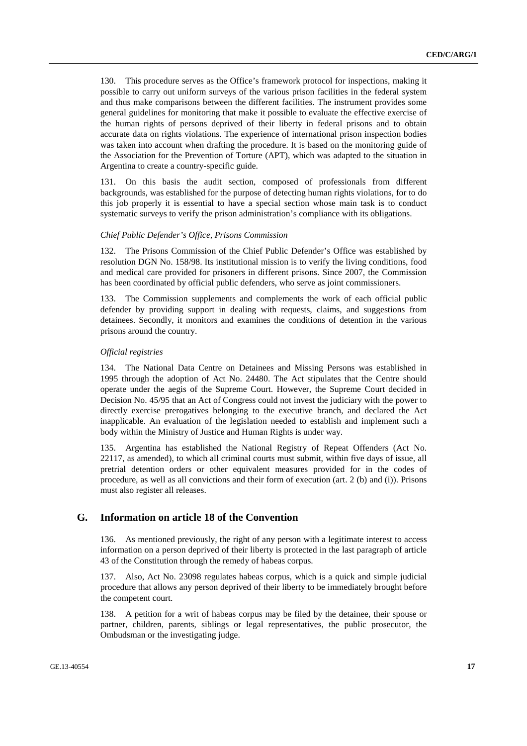130. This procedure serves as the Office's framework protocol for inspections, making it possible to carry out uniform surveys of the various prison facilities in the federal system and thus make comparisons between the different facilities. The instrument provides some general guidelines for monitoring that make it possible to evaluate the effective exercise of the human rights of persons deprived of their liberty in federal prisons and to obtain accurate data on rights violations. The experience of international prison inspection bodies was taken into account when drafting the procedure. It is based on the monitoring guide of the Association for the Prevention of Torture (APT), which was adapted to the situation in Argentina to create a country-specific guide.

131. On this basis the audit section, composed of professionals from different backgrounds, was established for the purpose of detecting human rights violations, for to do this job properly it is essential to have a special section whose main task is to conduct systematic surveys to verify the prison administration's compliance with its obligations.

*Chief Public Defender's Office, Prisons Commission*

132. The Prisons Commission of the Chief Public Defender's Office was established by resolution DGN No. 158/98. Its institutional mission is to verify the living conditions, food and medical care provided for prisoners in different prisons. Since 2007, the Commission has been coordinated by official public defenders, who serve as joint commissioners.

133. The Commission supplements and complements the work of each official public defender by providing support in dealing with requests, claims, and suggestions from detainees. Secondly, it monitors and examines the conditions of detention in the various prisons around the country.

*Official registries*

134. The National Data Centre on Detainees and Missing Persons was established in 1995 through the adoption of Act No. 24480. The Act stipulates that the Centre should operate under the aegis of the Supreme Court. However, the Supreme Court decided in Decision No. 45/95 that an Act of Congress could not invest the judiciary with the power to directly exercise prerogatives belonging to the executive branch, and declared the Act inapplicable. An evaluation of the legislation needed to establish and implement such a body within the Ministry of Justice and Human Rights is under way.

135. Argentina has established the National Registry of Repeat Offenders (Act No. 22117, as amended), to which all criminal courts must submit, within five days of issue, all pretrial detention orders or other equivalent measures provided for in the codes of procedure, as well as all convictions and their form of execution (art. 2 (b) and (i)). Prisons must also register all releases.

## G. Information on article 18 of the Convention

136. As mentioned previously, the right of any person with a legitimate interest to access information on a person deprived of their liberty is protected in the last paragraph of article 43 of the Constitution through the remedy of habeas corpus.

137. Also, Act No. 23098 regulates habeas corpus, which is a quick and simple judicial procedure that allows any person deprived of their liberty to be immediately brought before the competent court.

138. A petition for a writ of habeas corpus may be filed by the detainee, their spouse or partner, children, parents, siblings or legal representatives, the public prosecutor, the Ombudsman or the investigating judge.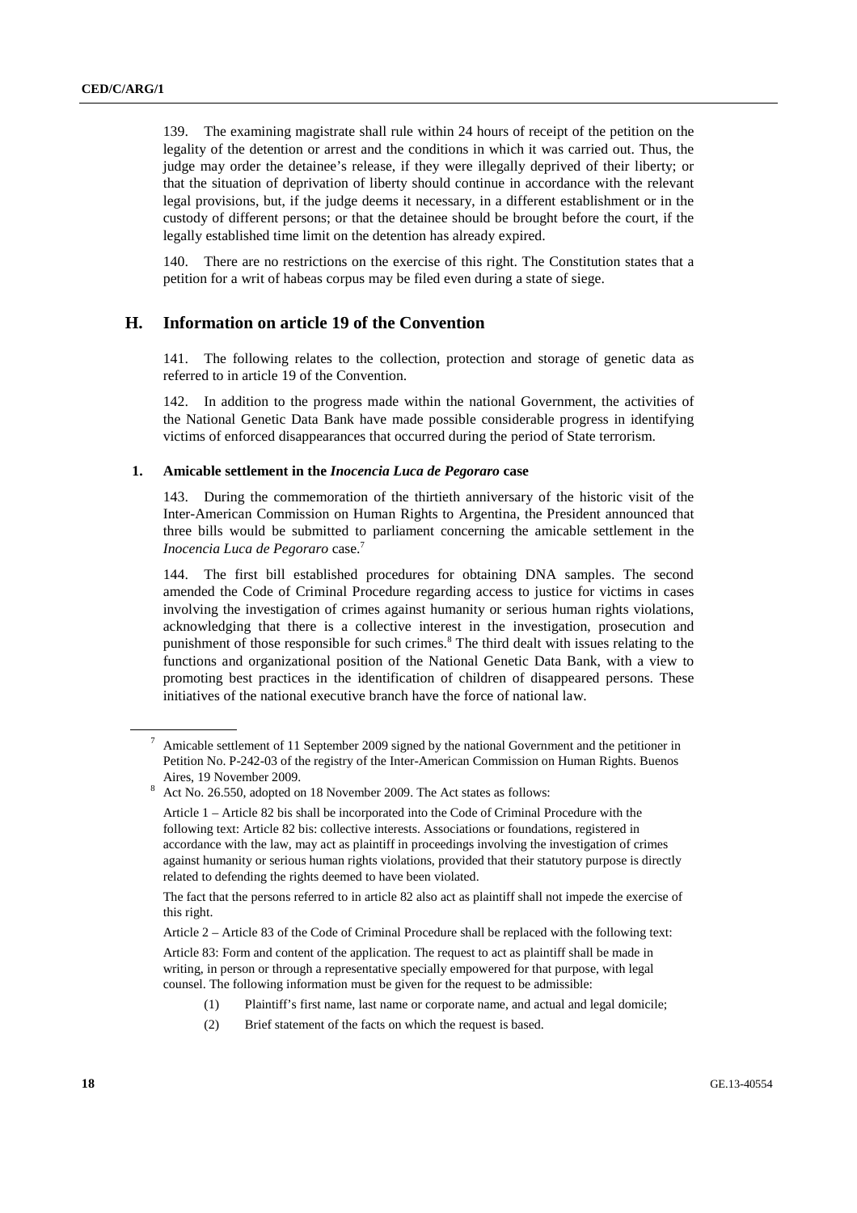139. The examining magistrate shall rule within 24 hours of receipt of the petition on the legality of the detention or arrest and the conditions in which it was carried out. Thus, the judge may order the detainee's release, if they were illegally deprived of their liberty; or that the situation of deprivation of liberty should continue in accordance with the relevant legal provisions, but, if the judge deems it necessary, in a different establishment or in the custody of different persons; or that the detainee should be brought before the court, if the legally established time limit on the detention has already expired.

140. There are no restrictions on the exercise of this right. The Constitution states that a petition for a writ of habeas corpus may be filed even during a state of siege.

## H. Information on article 19 of the Convention

141. The following relates to the collection, protection and storage of genetic data as referred to in article 19 of the Convention.

142. In addition to the progress made within the national Government, the activities of the National Genetic Data Bank have made possible considerable progress in identifying victims of enforced disappearances that occurred during the period of State terrorism.

### 1. Amicable settlement in the *Inocencia Luca de Pegoraro* case

143. During the commemoration of the thirtieth anniversary of the historic visit of the Inter-American Commission on Human Rights to Argentina, the President announced that three bills would be submitted to parliament concerning the amicable settlement in the *Inocencia Luca de Pegoraro* case.[7]

144. The first bill established procedures for obtaining DNA samples. The second amended the Code of Criminal Procedure regarding access to justice for victims in cases involving the investigation of crimes against humanity or serious human rights violations, acknowledging that there is a collective interest in the investigation, prosecution and punishment of those responsible for such crimes.[8] The third dealt with issues relating to the functions and organizational position of the National Genetic Data Bank, with a view to promoting best practices in the identification of children of disappeared persons. These initiatives of the national executive branch have the force of national law.

---

[7] Amicable settlement of 11 September 2009 signed by the national Government and the petitioner in Petition No. P-242-03 of the registry of the Inter-American Commission on Human Rights. Buenos Aires, 19 November 2009.

[8] Act No. 26.550, adopted on 18 November 2009. The Act states as follows:

Article 1 – Article 82 bis shall be incorporated into the Code of Criminal Procedure with the following text: Article 82 bis: collective interests. Associations or foundations, registered in accordance with the law, may act as plaintiff in proceedings involving the investigation of crimes against humanity or serious human rights violations, provided that their statutory purpose is directly related to defending the rights deemed to have been violated.

The fact that the persons referred to in article 82 also act as plaintiff shall not impede the exercise of this right.

Article 2 – Article 83 of the Code of Criminal Procedure shall be replaced with the following text:

Article 83: Form and content of the application. The request to act as plaintiff shall be made in writing, in person or through a representative specially empowered for that purpose, with legal counsel. The following information must be given for the request to be admissible:

(1) Plaintiff's first name, last name or corporate name, and actual and legal domicile;

(2) Brief statement of the facts on which the request is based.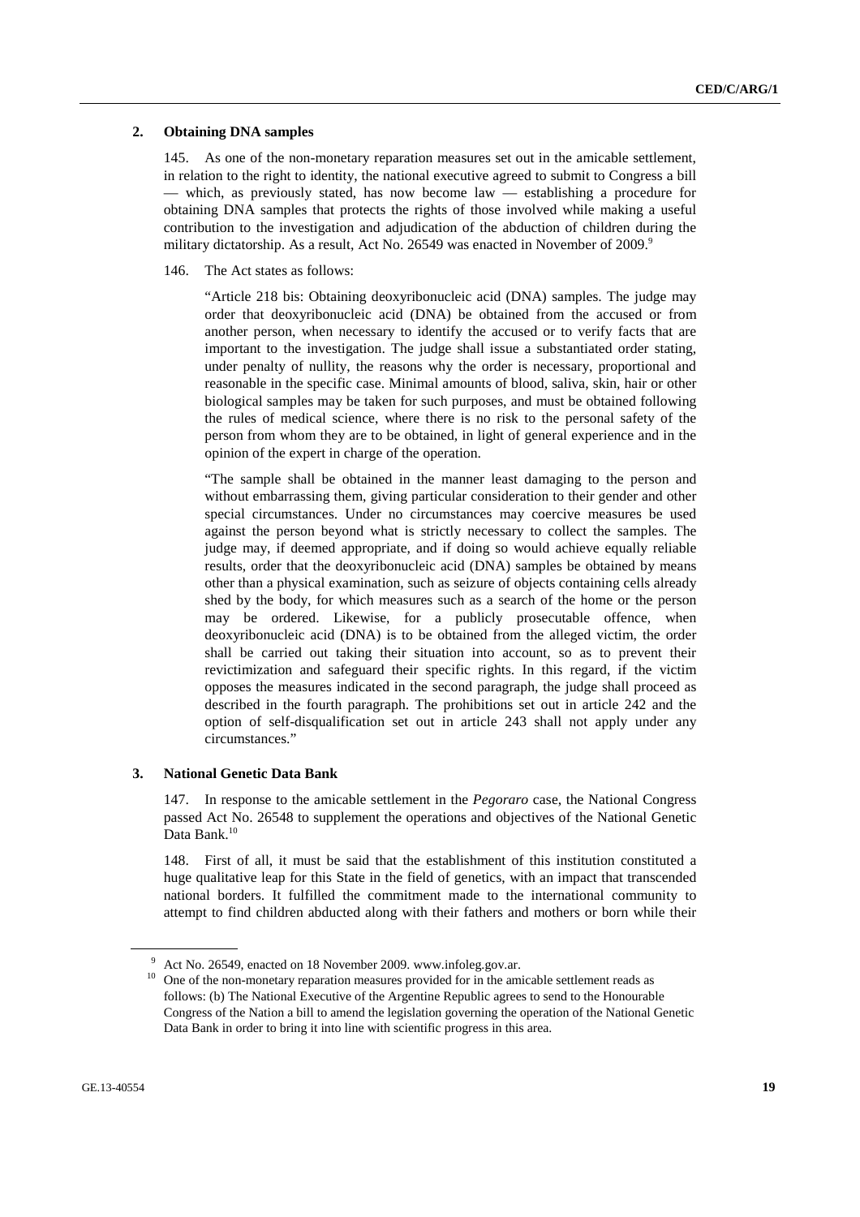### 2. Obtaining DNA samples

145. As one of the non-monetary reparation measures set out in the amicable settlement, in relation to the right to identity, the national executive agreed to submit to Congress a bill — which, as previously stated, has now become law — establishing a procedure for obtaining DNA samples that protects the rights of those involved while making a useful contribution to the investigation and adjudication of the abduction of children during the military dictatorship. As a result, Act No. 26549 was enacted in November of 2009.[9]

146. The Act states as follows:

> "Article 218 bis: Obtaining deoxyribonucleic acid (DNA) samples. The judge may order that deoxyribonucleic acid (DNA) be obtained from the accused or from another person, when necessary to identify the accused or to verify facts that are important to the investigation. The judge shall issue a substantiated order stating, under penalty of nullity, the reasons why the order is necessary, proportional and reasonable in the specific case. Minimal amounts of blood, saliva, skin, hair or other biological samples may be taken for such purposes, and must be obtained following the rules of medical science, where there is no risk to the personal safety of the person from whom they are to be obtained, in light of general experience and in the opinion of the expert in charge of the operation.
>
> "The sample shall be obtained in the manner least damaging to the person and without embarrassing them, giving particular consideration to their gender and other special circumstances. Under no circumstances may coercive measures be used against the person beyond what is strictly necessary to collect the samples. The judge may, if deemed appropriate, and if doing so would achieve equally reliable results, order that the deoxyribonucleic acid (DNA) samples be obtained by means other than a physical examination, such as seizure of objects containing cells already shed by the body, for which measures such as a search of the home or the person may be ordered. Likewise, for a publicly prosecutable offence, when deoxyribonucleic acid (DNA) is to be obtained from the alleged victim, the order shall be carried out taking their situation into account, so as to prevent their revictimization and safeguard their specific rights. In this regard, if the victim opposes the measures indicated in the second paragraph, the judge shall proceed as described in the fourth paragraph. The prohibitions set out in article 242 and the option of self-disqualification set out in article 243 shall not apply under any circumstances."

### 3. National Genetic Data Bank

147. In response to the amicable settlement in the *Pegoraro* case, the National Congress passed Act No. 26548 to supplement the operations and objectives of the National Genetic Data Bank.[10]

148. First of all, it must be said that the establishment of this institution constituted a huge qualitative leap for this State in the field of genetics, with an impact that transcended national borders. It fulfilled the commitment made to the international community to attempt to find children abducted along with their fathers and mothers or born while their

---

[9] Act No. 26549, enacted on 18 November 2009. www.infoleg.gov.ar.

[10] One of the non-monetary reparation measures provided for in the amicable settlement reads as follows: (b) The National Executive of the Argentine Republic agrees to send to the Honourable Congress of the Nation a bill to amend the legislation governing the operation of the National Genetic Data Bank in order to bring it into line with scientific progress in this area.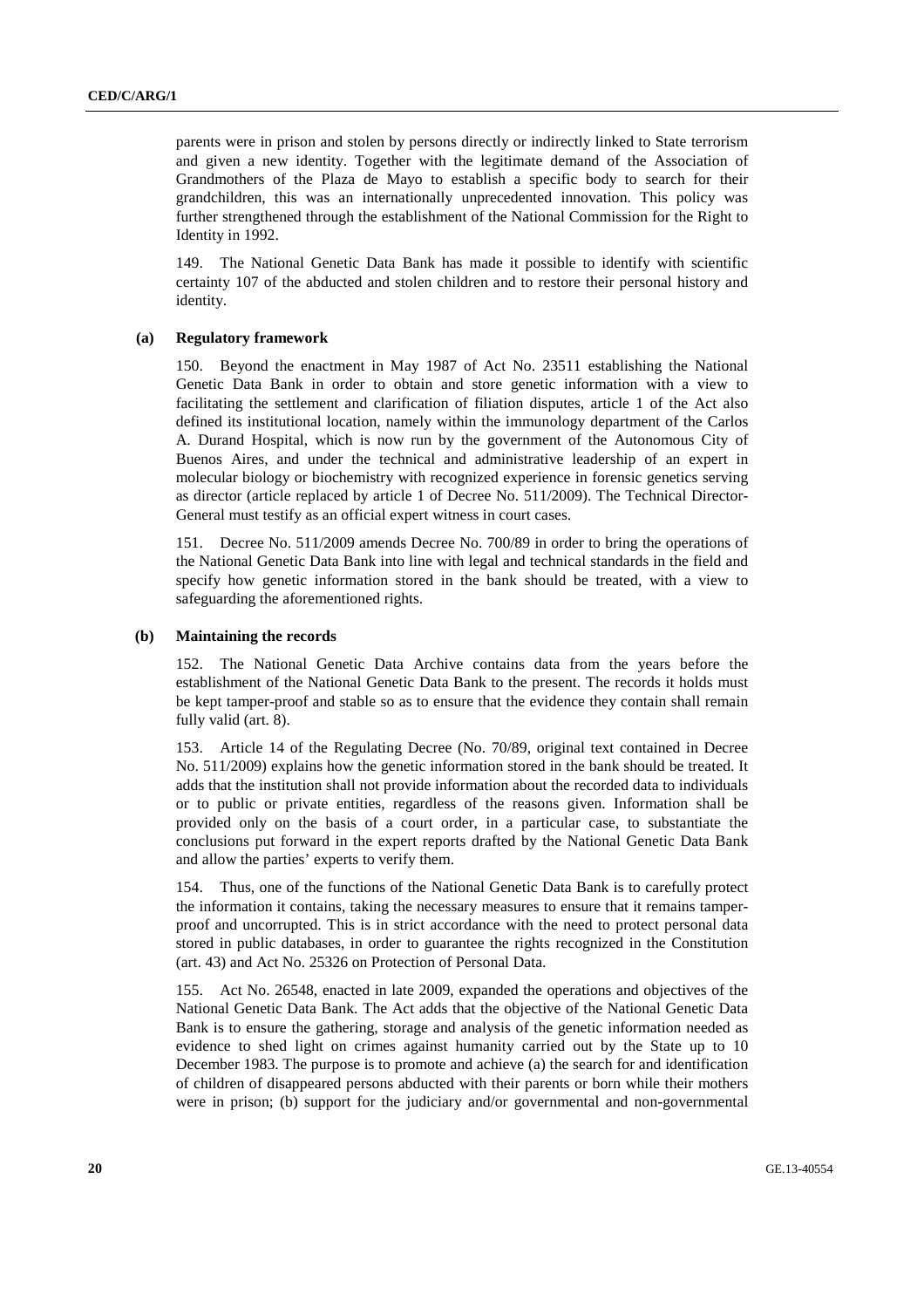parents were in prison and stolen by persons directly or indirectly linked to State terrorism and given a new identity. Together with the legitimate demand of the Association of Grandmothers of the Plaza de Mayo to establish a specific body to search for their grandchildren, this was an internationally unprecedented innovation. This policy was further strengthened through the establishment of the National Commission for the Right to Identity in 1992.

149. The National Genetic Data Bank has made it possible to identify with scientific certainty 107 of the abducted and stolen children and to restore their personal history and identity.

### (a) Regulatory framework

150. Beyond the enactment in May 1987 of Act No. 23511 establishing the National Genetic Data Bank in order to obtain and store genetic information with a view to facilitating the settlement and clarification of filiation disputes, article 1 of the Act also defined its institutional location, namely within the immunology department of the Carlos A. Durand Hospital, which is now run by the government of the Autonomous City of Buenos Aires, and under the technical and administrative leadership of an expert in molecular biology or biochemistry with recognized experience in forensic genetics serving as director (article replaced by article 1 of Decree No. 511/2009). The Technical Director-General must testify as an official expert witness in court cases.

151. Decree No. 511/2009 amends Decree No. 700/89 in order to bring the operations of the National Genetic Data Bank into line with legal and technical standards in the field and specify how genetic information stored in the bank should be treated, with a view to safeguarding the aforementioned rights.

### (b) Maintaining the records

152. The National Genetic Data Archive contains data from the years before the establishment of the National Genetic Data Bank to the present. The records it holds must be kept tamper-proof and stable so as to ensure that the evidence they contain shall remain fully valid (art. 8).

153. Article 14 of the Regulating Decree (No. 70/89, original text contained in Decree No. 511/2009) explains how the genetic information stored in the bank should be treated. It adds that the institution shall not provide information about the recorded data to individuals or to public or private entities, regardless of the reasons given. Information shall be provided only on the basis of a court order, in a particular case, to substantiate the conclusions put forward in the expert reports drafted by the National Genetic Data Bank and allow the parties' experts to verify them.

154. Thus, one of the functions of the National Genetic Data Bank is to carefully protect the information it contains, taking the necessary measures to ensure that it remains tamper-proof and uncorrupted. This is in strict accordance with the need to protect personal data stored in public databases, in order to guarantee the rights recognized in the Constitution (art. 43) and Act No. 25326 on Protection of Personal Data.

155. Act No. 26548, enacted in late 2009, expanded the operations and objectives of the National Genetic Data Bank. The Act adds that the objective of the National Genetic Data Bank is to ensure the gathering, storage and analysis of the genetic information needed as evidence to shed light on crimes against humanity carried out by the State up to 10 December 1983. The purpose is to promote and achieve (a) the search for and identification of children of disappeared persons abducted with their parents or born while their mothers were in prison; (b) support for the judiciary and/or governmental and non-governmental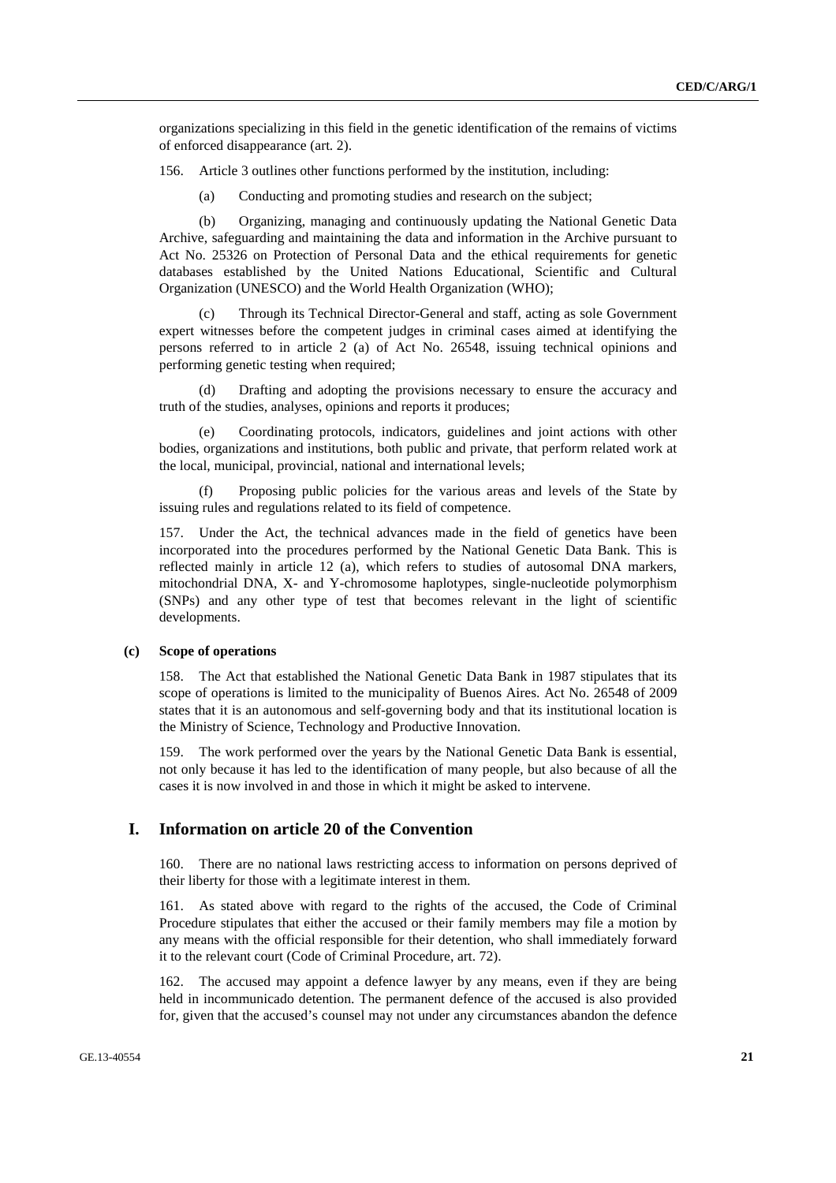organizations specializing in this field in the genetic identification of the remains of victims of enforced disappearance (art. 2).

156. Article 3 outlines other functions performed by the institution, including:

(a) Conducting and promoting studies and research on the subject;

(b) Organizing, managing and continuously updating the National Genetic Data Archive, safeguarding and maintaining the data and information in the Archive pursuant to Act No. 25326 on Protection of Personal Data and the ethical requirements for genetic databases established by the United Nations Educational, Scientific and Cultural Organization (UNESCO) and the World Health Organization (WHO);

(c) Through its Technical Director-General and staff, acting as sole Government expert witnesses before the competent judges in criminal cases aimed at identifying the persons referred to in article 2 (a) of Act No. 26548, issuing technical opinions and performing genetic testing when required;

(d) Drafting and adopting the provisions necessary to ensure the accuracy and truth of the studies, analyses, opinions and reports it produces;

(e) Coordinating protocols, indicators, guidelines and joint actions with other bodies, organizations and institutions, both public and private, that perform related work at the local, municipal, provincial, national and international levels;

(f) Proposing public policies for the various areas and levels of the State by issuing rules and regulations related to its field of competence.

157. Under the Act, the technical advances made in the field of genetics have been incorporated into the procedures performed by the National Genetic Data Bank. This is reflected mainly in article 12 (a), which refers to studies of autosomal DNA markers, mitochondrial DNA, X- and Y-chromosome haplotypes, single-nucleotide polymorphism (SNPs) and any other type of test that becomes relevant in the light of scientific developments.

#### (c) Scope of operations

158. The Act that established the National Genetic Data Bank in 1987 stipulates that its scope of operations is limited to the municipality of Buenos Aires. Act No. 26548 of 2009 states that it is an autonomous and self-governing body and that its institutional location is the Ministry of Science, Technology and Productive Innovation.

159. The work performed over the years by the National Genetic Data Bank is essential, not only because it has led to the identification of many people, but also because of all the cases it is now involved in and those in which it might be asked to intervene.

## I. Information on article 20 of the Convention

160. There are no national laws restricting access to information on persons deprived of their liberty for those with a legitimate interest in them.

161. As stated above with regard to the rights of the accused, the Code of Criminal Procedure stipulates that either the accused or their family members may file a motion by any means with the official responsible for their detention, who shall immediately forward it to the relevant court (Code of Criminal Procedure, art. 72).

162. The accused may appoint a defence lawyer by any means, even if they are being held in incommunicado detention. The permanent defence of the accused is also provided for, given that the accused's counsel may not under any circumstances abandon the defence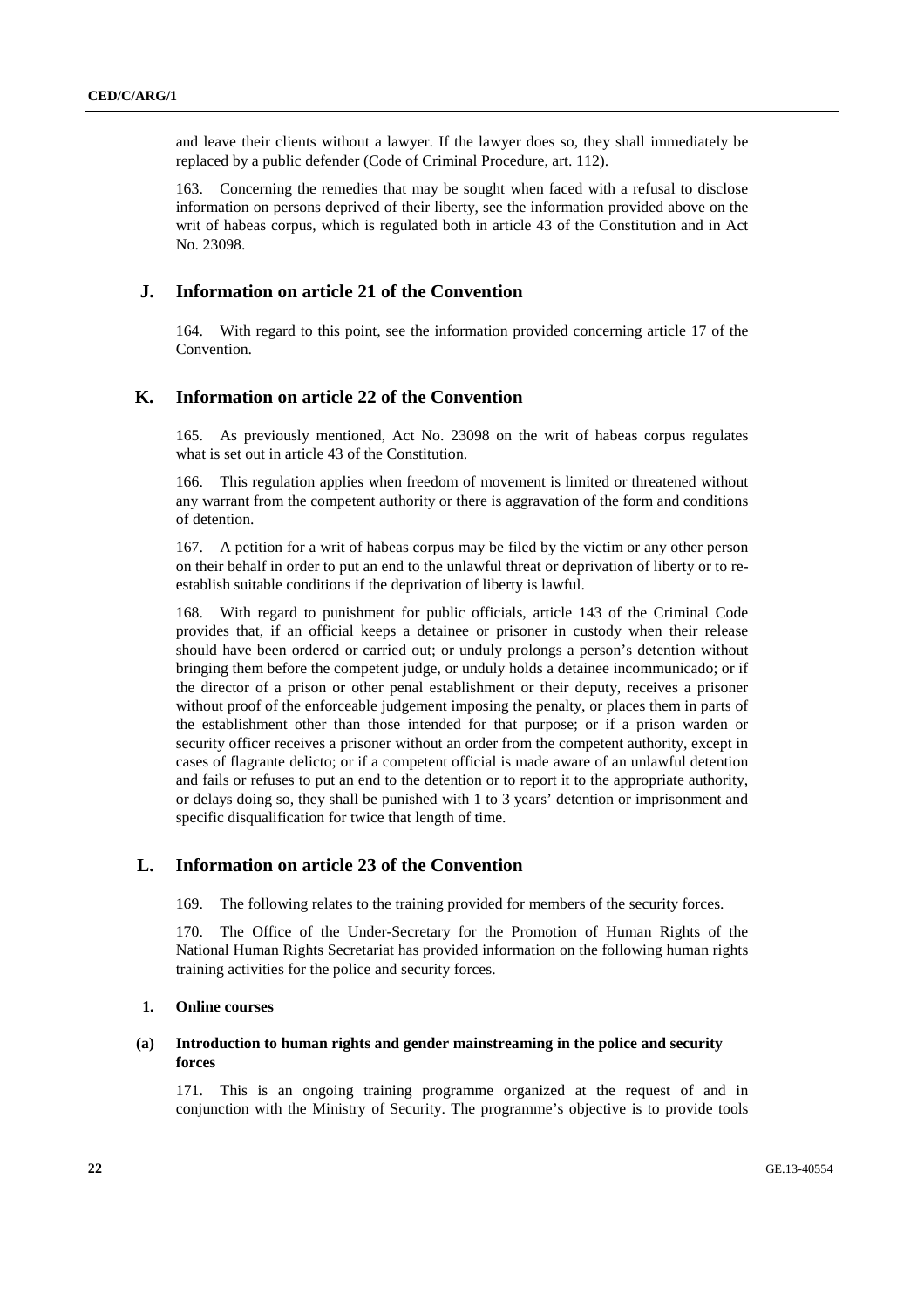and leave their clients without a lawyer. If the lawyer does so, they shall immediately be replaced by a public defender (Code of Criminal Procedure, art. 112).

163. Concerning the remedies that may be sought when faced with a refusal to disclose information on persons deprived of their liberty, see the information provided above on the writ of habeas corpus, which is regulated both in article 43 of the Constitution and in Act No. 23098.

## J. Information on article 21 of the Convention

164. With regard to this point, see the information provided concerning article 17 of the Convention.

## K. Information on article 22 of the Convention

165. As previously mentioned, Act No. 23098 on the writ of habeas corpus regulates what is set out in article 43 of the Constitution.

166. This regulation applies when freedom of movement is limited or threatened without any warrant from the competent authority or there is aggravation of the form and conditions of detention.

167. A petition for a writ of habeas corpus may be filed by the victim or any other person on their behalf in order to put an end to the unlawful threat or deprivation of liberty or to re-establish suitable conditions if the deprivation of liberty is lawful.

168. With regard to punishment for public officials, article 143 of the Criminal Code provides that, if an official keeps a detainee or prisoner in custody when their release should have been ordered or carried out; or unduly prolongs a person's detention without bringing them before the competent judge, or unduly holds a detainee incommunicado; or if the director of a prison or other penal establishment or their deputy, receives a prisoner without proof of the enforceable judgement imposing the penalty, or places them in parts of the establishment other than those intended for that purpose; or if a prison warden or security officer receives a prisoner without an order from the competent authority, except in cases of flagrante delicto; or if a competent official is made aware of an unlawful detention and fails or refuses to put an end to the detention or to report it to the appropriate authority, or delays doing so, they shall be punished with 1 to 3 years' detention or imprisonment and specific disqualification for twice that length of time.

## L. Information on article 23 of the Convention

169. The following relates to the training provided for members of the security forces.

170. The Office of the Under-Secretary for the Promotion of Human Rights of the National Human Rights Secretariat has provided information on the following human rights training activities for the police and security forces.

### 1. Online courses

#### (a) Introduction to human rights and gender mainstreaming in the police and security forces

171. This is an ongoing training programme organized at the request of and in conjunction with the Ministry of Security. The programme's objective is to provide tools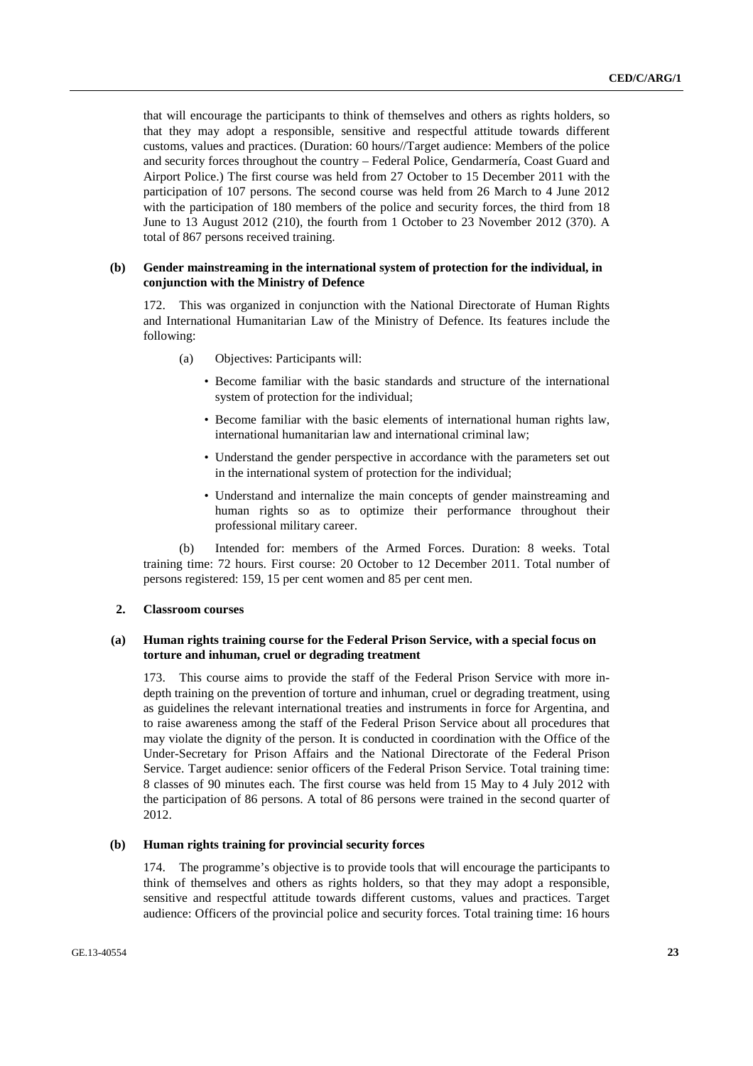that will encourage the participants to think of themselves and others as rights holders, so that they may adopt a responsible, sensitive and respectful attitude towards different customs, values and practices. (Duration: 60 hours//Target audience: Members of the police and security forces throughout the country – Federal Police, Gendarmería, Coast Guard and Airport Police.) The first course was held from 27 October to 15 December 2011 with the participation of 107 persons. The second course was held from 26 March to 4 June 2012 with the participation of 180 members of the police and security forces, the third from 18 June to 13 August 2012 (210), the fourth from 1 October to 23 November 2012 (370). A total of 867 persons received training.

#### (b) Gender mainstreaming in the international system of protection for the individual, in conjunction with the Ministry of Defence

172. This was organized in conjunction with the National Directorate of Human Rights and International Humanitarian Law of the Ministry of Defence. Its features include the following:

(a) Objectives: Participants will:

- Become familiar with the basic standards and structure of the international system of protection for the individual;
- Become familiar with the basic elements of international human rights law, international humanitarian law and international criminal law;
- Understand the gender perspective in accordance with the parameters set out in the international system of protection for the individual;
- Understand and internalize the main concepts of gender mainstreaming and human rights so as to optimize their performance throughout their professional military career.

(b) Intended for: members of the Armed Forces. Duration: 8 weeks. Total training time: 72 hours. First course: 20 October to 12 December 2011. Total number of persons registered: 159, 15 per cent women and 85 per cent men.

### 2. Classroom courses

#### (a) Human rights training course for the Federal Prison Service, with a special focus on torture and inhuman, cruel or degrading treatment

173. This course aims to provide the staff of the Federal Prison Service with more in-depth training on the prevention of torture and inhuman, cruel or degrading treatment, using as guidelines the relevant international treaties and instruments in force for Argentina, and to raise awareness among the staff of the Federal Prison Service about all procedures that may violate the dignity of the person. It is conducted in coordination with the Office of the Under-Secretary for Prison Affairs and the National Directorate of the Federal Prison Service. Target audience: senior officers of the Federal Prison Service. Total training time: 8 classes of 90 minutes each. The first course was held from 15 May to 4 July 2012 with the participation of 86 persons. A total of 86 persons were trained in the second quarter of 2012.

#### (b) Human rights training for provincial security forces

174. The programme's objective is to provide tools that will encourage the participants to think of themselves and others as rights holders, so that they may adopt a responsible, sensitive and respectful attitude towards different customs, values and practices. Target audience: Officers of the provincial police and security forces. Total training time: 16 hours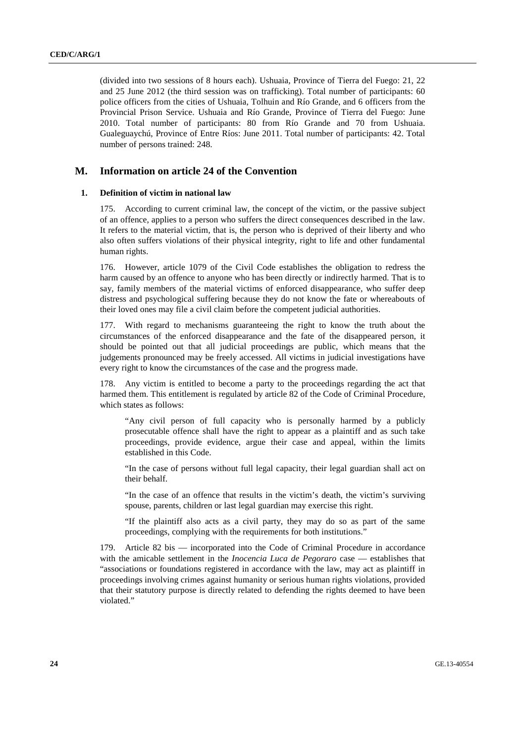(divided into two sessions of 8 hours each). Ushuaia, Province of Tierra del Fuego: 21, 22 and 25 June 2012 (the third session was on trafficking). Total number of participants: 60 police officers from the cities of Ushuaia, Tolhuin and Río Grande, and 6 officers from the Provincial Prison Service. Ushuaia and Río Grande, Province of Tierra del Fuego: June 2010. Total number of participants: 80 from Río Grande and 70 from Ushuaia. Gualeguaychú, Province of Entre Ríos: June 2011. Total number of participants: 42. Total number of persons trained: 248.

## M. Information on article 24 of the Convention

### 1. Definition of victim in national law

175. According to current criminal law, the concept of the victim, or the passive subject of an offence, applies to a person who suffers the direct consequences described in the law. It refers to the material victim, that is, the person who is deprived of their liberty and who also often suffers violations of their physical integrity, right to life and other fundamental human rights.

176. However, article 1079 of the Civil Code establishes the obligation to redress the harm caused by an offence to anyone who has been directly or indirectly harmed. That is to say, family members of the material victims of enforced disappearance, who suffer deep distress and psychological suffering because they do not know the fate or whereabouts of their loved ones may file a civil claim before the competent judicial authorities.

177. With regard to mechanisms guaranteeing the right to know the truth about the circumstances of the enforced disappearance and the fate of the disappeared person, it should be pointed out that all judicial proceedings are public, which means that the judgements pronounced may be freely accessed. All victims in judicial investigations have every right to know the circumstances of the case and the progress made.

178. Any victim is entitled to become a party to the proceedings regarding the act that harmed them. This entitlement is regulated by article 82 of the Code of Criminal Procedure, which states as follows:

> "Any civil person of full capacity who is personally harmed by a publicly prosecutable offence shall have the right to appear as a plaintiff and as such take proceedings, provide evidence, argue their case and appeal, within the limits established in this Code.
>
> "In the case of persons without full legal capacity, their legal guardian shall act on their behalf.
>
> "In the case of an offence that results in the victim's death, the victim's surviving spouse, parents, children or last legal guardian may exercise this right.
>
> "If the plaintiff also acts as a civil party, they may do so as part of the same proceedings, complying with the requirements for both institutions."

179. Article 82 bis — incorporated into the Code of Criminal Procedure in accordance with the amicable settlement in the *Inocencia Luca de Pegoraro* case — establishes that "associations or foundations registered in accordance with the law, may act as plaintiff in proceedings involving crimes against humanity or serious human rights violations, provided that their statutory purpose is directly related to defending the rights deemed to have been violated."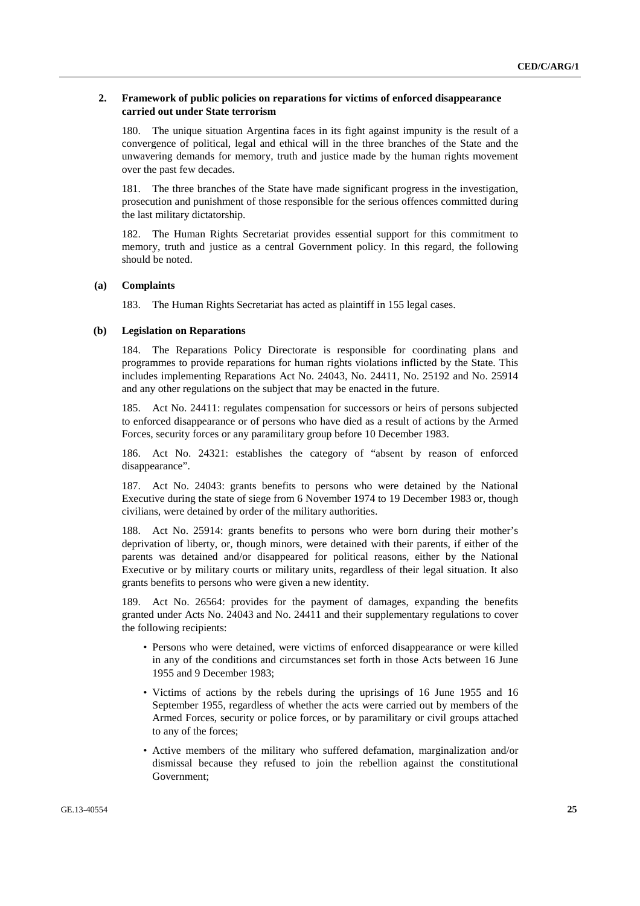## 2. Framework of public policies on reparations for victims of enforced disappearance carried out under State terrorism

180. The unique situation Argentina faces in its fight against impunity is the result of a convergence of political, legal and ethical will in the three branches of the State and the unwavering demands for memory, truth and justice made by the human rights movement over the past few decades.

181. The three branches of the State have made significant progress in the investigation, prosecution and punishment of those responsible for the serious offences committed during the last military dictatorship.

182. The Human Rights Secretariat provides essential support for this commitment to memory, truth and justice as a central Government policy. In this regard, the following should be noted.

### (a) Complaints

183. The Human Rights Secretariat has acted as plaintiff in 155 legal cases.

### (b) Legislation on Reparations

184. The Reparations Policy Directorate is responsible for coordinating plans and programmes to provide reparations for human rights violations inflicted by the State. This includes implementing Reparations Act No. 24043, No. 24411, No. 25192 and No. 25914 and any other regulations on the subject that may be enacted in the future.

185. Act No. 24411: regulates compensation for successors or heirs of persons subjected to enforced disappearance or of persons who have died as a result of actions by the Armed Forces, security forces or any paramilitary group before 10 December 1983.

186. Act No. 24321: establishes the category of "absent by reason of enforced disappearance".

187. Act No. 24043: grants benefits to persons who were detained by the National Executive during the state of siege from 6 November 1974 to 19 December 1983 or, though civilians, were detained by order of the military authorities.

188. Act No. 25914: grants benefits to persons who were born during their mother's deprivation of liberty, or, though minors, were detained with their parents, if either of the parents was detained and/or disappeared for political reasons, either by the National Executive or by military courts or military units, regardless of their legal situation. It also grants benefits to persons who were given a new identity.

189. Act No. 26564: provides for the payment of damages, expanding the benefits granted under Acts No. 24043 and No. 24411 and their supplementary regulations to cover the following recipients:

- Persons who were detained, were victims of enforced disappearance or were killed in any of the conditions and circumstances set forth in those Acts between 16 June 1955 and 9 December 1983;
- Victims of actions by the rebels during the uprisings of 16 June 1955 and 16 September 1955, regardless of whether the acts were carried out by members of the Armed Forces, security or police forces, or by paramilitary or civil groups attached to any of the forces;
- Active members of the military who suffered defamation, marginalization and/or dismissal because they refused to join the rebellion against the constitutional Government;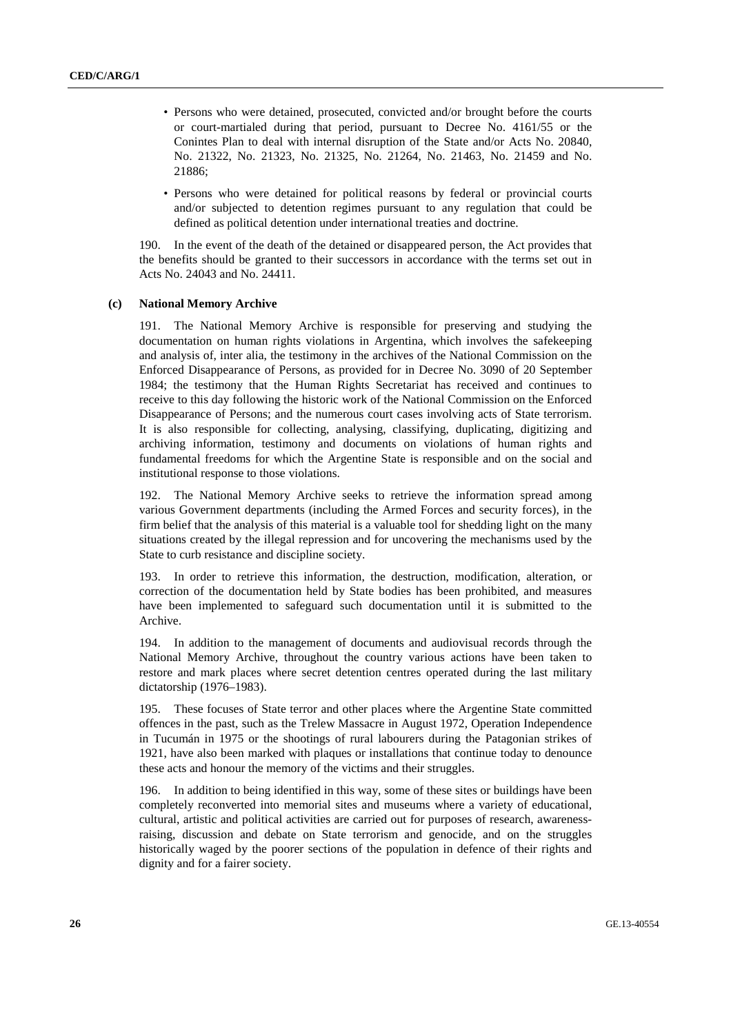- Persons who were detained, prosecuted, convicted and/or brought before the courts or court-martialed during that period, pursuant to Decree No. 4161/55 or the Conintes Plan to deal with internal disruption of the State and/or Acts No. 20840, No. 21322, No. 21323, No. 21325, No. 21264, No. 21463, No. 21459 and No. 21886;
- Persons who were detained for political reasons by federal or provincial courts and/or subjected to detention regimes pursuant to any regulation that could be defined as political detention under international treaties and doctrine.

190. In the event of the death of the detained or disappeared person, the Act provides that the benefits should be granted to their successors in accordance with the terms set out in Acts No. 24043 and No. 24411.

### (c) National Memory Archive

191. The National Memory Archive is responsible for preserving and studying the documentation on human rights violations in Argentina, which involves the safekeeping and analysis of, inter alia, the testimony in the archives of the National Commission on the Enforced Disappearance of Persons, as provided for in Decree No. 3090 of 20 September 1984; the testimony that the Human Rights Secretariat has received and continues to receive to this day following the historic work of the National Commission on the Enforced Disappearance of Persons; and the numerous court cases involving acts of State terrorism. It is also responsible for collecting, analysing, classifying, duplicating, digitizing and archiving information, testimony and documents on violations of human rights and fundamental freedoms for which the Argentine State is responsible and on the social and institutional response to those violations.

192. The National Memory Archive seeks to retrieve the information spread among various Government departments (including the Armed Forces and security forces), in the firm belief that the analysis of this material is a valuable tool for shedding light on the many situations created by the illegal repression and for uncovering the mechanisms used by the State to curb resistance and discipline society.

193. In order to retrieve this information, the destruction, modification, alteration, or correction of the documentation held by State bodies has been prohibited, and measures have been implemented to safeguard such documentation until it is submitted to the Archive.

194. In addition to the management of documents and audiovisual records through the National Memory Archive, throughout the country various actions have been taken to restore and mark places where secret detention centres operated during the last military dictatorship (1976–1983).

195. These focuses of State terror and other places where the Argentine State committed offences in the past, such as the Trelew Massacre in August 1972, Operation Independence in Tucumán in 1975 or the shootings of rural labourers during the Patagonian strikes of 1921, have also been marked with plaques or installations that continue today to denounce these acts and honour the memory of the victims and their struggles.

196. In addition to being identified in this way, some of these sites or buildings have been completely reconverted into memorial sites and museums where a variety of educational, cultural, artistic and political activities are carried out for purposes of research, awareness-raising, discussion and debate on State terrorism and genocide, and on the struggles historically waged by the poorer sections of the population in defence of their rights and dignity and for a fairer society.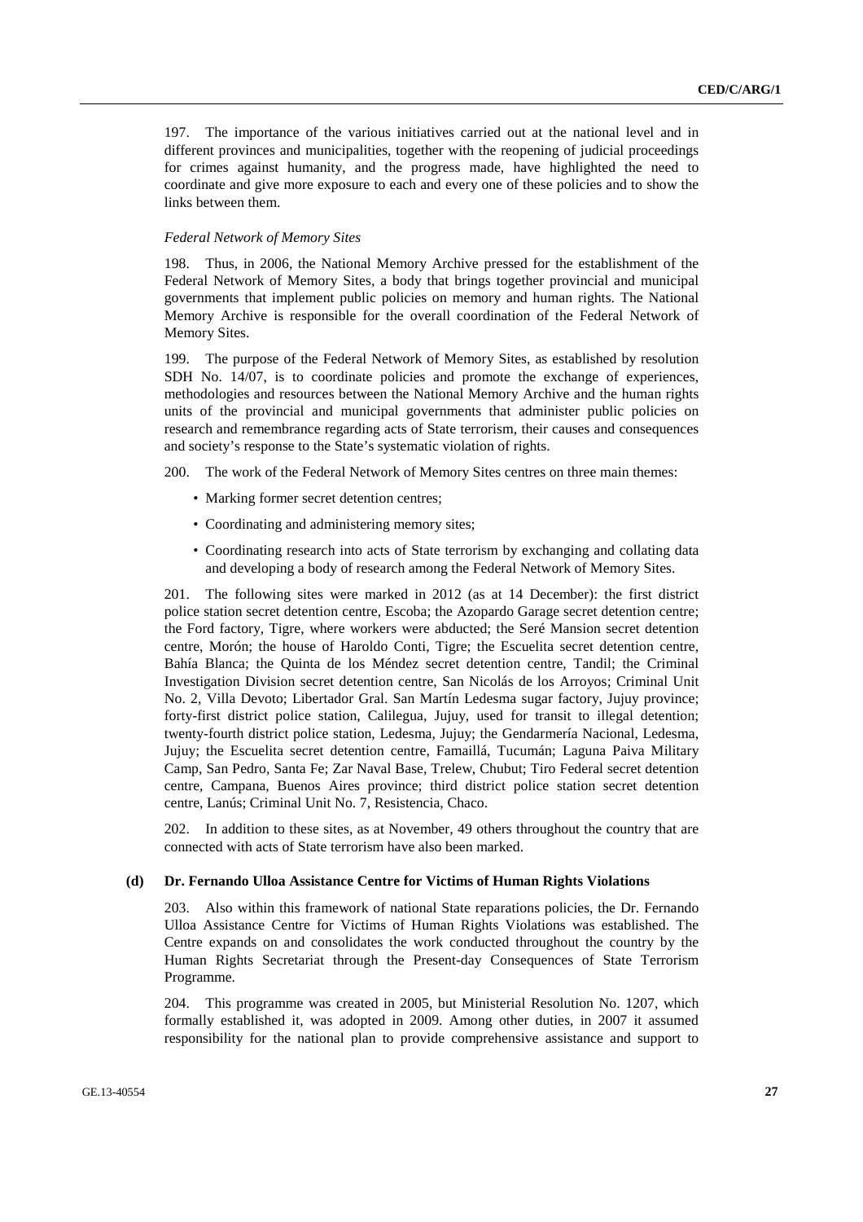197. The importance of the various initiatives carried out at the national level and in different provinces and municipalities, together with the reopening of judicial proceedings for crimes against humanity, and the progress made, have highlighted the need to coordinate and give more exposure to each and every one of these policies and to show the links between them.

*Federal Network of Memory Sites*

198. Thus, in 2006, the National Memory Archive pressed for the establishment of the Federal Network of Memory Sites, a body that brings together provincial and municipal governments that implement public policies on memory and human rights. The National Memory Archive is responsible for the overall coordination of the Federal Network of Memory Sites.

199. The purpose of the Federal Network of Memory Sites, as established by resolution SDH No. 14/07, is to coordinate policies and promote the exchange of experiences, methodologies and resources between the National Memory Archive and the human rights units of the provincial and municipal governments that administer public policies on research and remembrance regarding acts of State terrorism, their causes and consequences and society's response to the State's systematic violation of rights.

200. The work of the Federal Network of Memory Sites centres on three main themes:

- Marking former secret detention centres;
- Coordinating and administering memory sites;
- Coordinating research into acts of State terrorism by exchanging and collating data and developing a body of research among the Federal Network of Memory Sites.

201. The following sites were marked in 2012 (as at 14 December): the first district police station secret detention centre, Escoba; the Azopardo Garage secret detention centre; the Ford factory, Tigre, where workers were abducted; the Seré Mansion secret detention centre, Morón; the house of Haroldo Conti, Tigre; the Escuelita secret detention centre, Bahía Blanca; the Quinta de los Méndez secret detention centre, Tandil; the Criminal Investigation Division secret detention centre, San Nicolás de los Arroyos; Criminal Unit No. 2, Villa Devoto; Libertador Gral. San Martín Ledesma sugar factory, Jujuy province; forty-first district police station, Calilegua, Jujuy, used for transit to illegal detention; twenty-fourth district police station, Ledesma, Jujuy; the Gendarmería Nacional, Ledesma, Jujuy; the Escuelita secret detention centre, Famaillá, Tucumán; Laguna Paiva Military Camp, San Pedro, Santa Fe; Zar Naval Base, Trelew, Chubut; Tiro Federal secret detention centre, Campana, Buenos Aires province; third district police station secret detention centre, Lanús; Criminal Unit No. 7, Resistencia, Chaco.

202. In addition to these sites, as at November, 49 others throughout the country that are connected with acts of State terrorism have also been marked.

### (d) Dr. Fernando Ulloa Assistance Centre for Victims of Human Rights Violations

203. Also within this framework of national State reparations policies, the Dr. Fernando Ulloa Assistance Centre for Victims of Human Rights Violations was established. The Centre expands on and consolidates the work conducted throughout the country by the Human Rights Secretariat through the Present-day Consequences of State Terrorism Programme.

204. This programme was created in 2005, but Ministerial Resolution No. 1207, which formally established it, was adopted in 2009. Among other duties, in 2007 it assumed responsibility for the national plan to provide comprehensive assistance and support to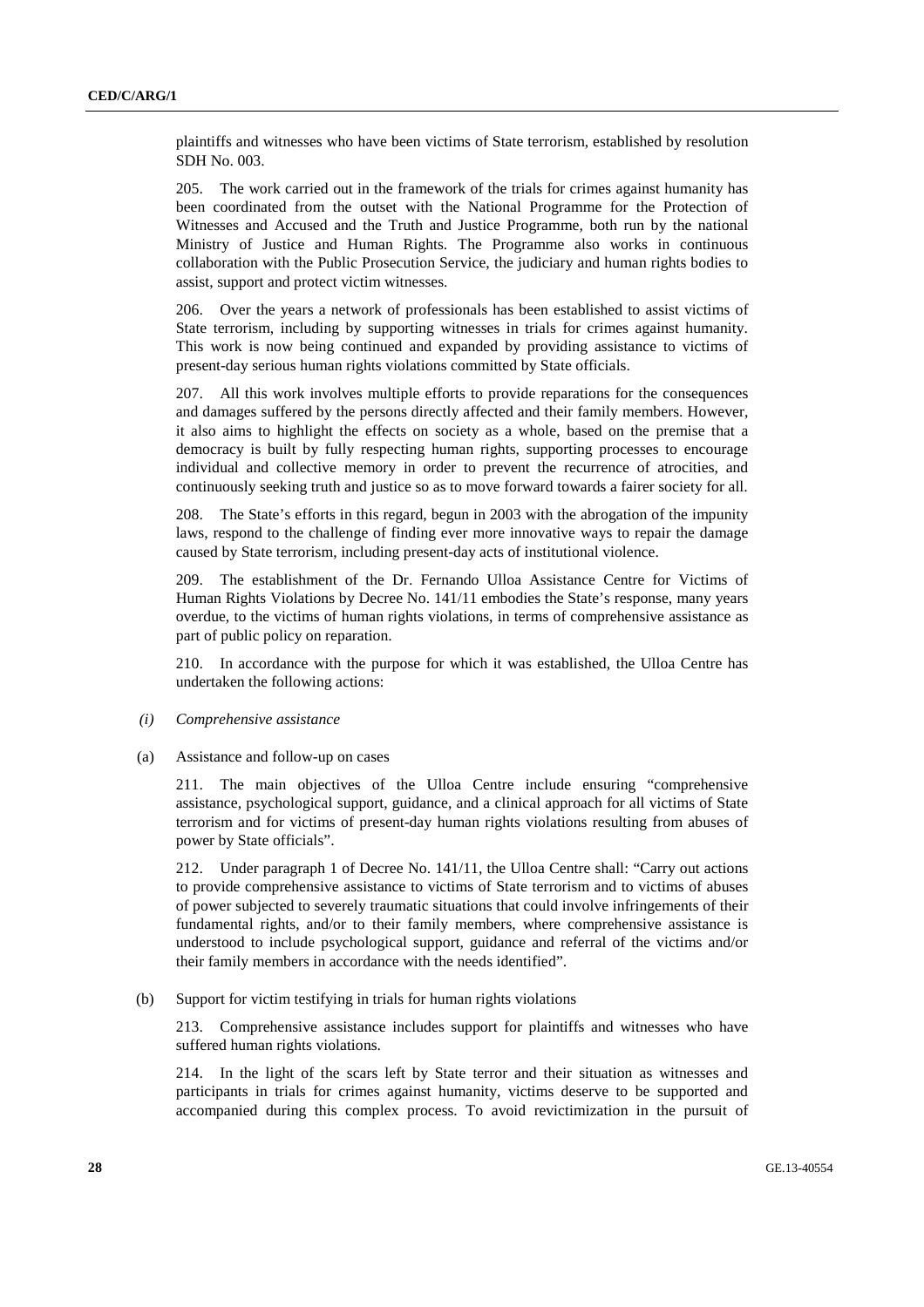plaintiffs and witnesses who have been victims of State terrorism, established by resolution SDH No. 003.

205. The work carried out in the framework of the trials for crimes against humanity has been coordinated from the outset with the National Programme for the Protection of Witnesses and Accused and the Truth and Justice Programme, both run by the national Ministry of Justice and Human Rights. The Programme also works in continuous collaboration with the Public Prosecution Service, the judiciary and human rights bodies to assist, support and protect victim witnesses.

206. Over the years a network of professionals has been established to assist victims of State terrorism, including by supporting witnesses in trials for crimes against humanity. This work is now being continued and expanded by providing assistance to victims of present-day serious human rights violations committed by State officials.

207. All this work involves multiple efforts to provide reparations for the consequences and damages suffered by the persons directly affected and their family members. However, it also aims to highlight the effects on society as a whole, based on the premise that a democracy is built by fully respecting human rights, supporting processes to encourage individual and collective memory in order to prevent the recurrence of atrocities, and continuously seeking truth and justice so as to move forward towards a fairer society for all.

208. The State's efforts in this regard, begun in 2003 with the abrogation of the impunity laws, respond to the challenge of finding ever more innovative ways to repair the damage caused by State terrorism, including present-day acts of institutional violence.

209. The establishment of the Dr. Fernando Ulloa Assistance Centre for Victims of Human Rights Violations by Decree No. 141/11 embodies the State's response, many years overdue, to the victims of human rights violations, in terms of comprehensive assistance as part of public policy on reparation.

210. In accordance with the purpose for which it was established, the Ulloa Centre has undertaken the following actions:

*(i) Comprehensive assistance*

(a) Assistance and follow-up on cases

211. The main objectives of the Ulloa Centre include ensuring "comprehensive assistance, psychological support, guidance, and a clinical approach for all victims of State terrorism and for victims of present-day human rights violations resulting from abuses of power by State officials".

212. Under paragraph 1 of Decree No. 141/11, the Ulloa Centre shall: "Carry out actions to provide comprehensive assistance to victims of State terrorism and to victims of abuses of power subjected to severely traumatic situations that could involve infringements of their fundamental rights, and/or to their family members, where comprehensive assistance is understood to include psychological support, guidance and referral of the victims and/or their family members in accordance with the needs identified".

(b) Support for victim testifying in trials for human rights violations

213. Comprehensive assistance includes support for plaintiffs and witnesses who have suffered human rights violations.

214. In the light of the scars left by State terror and their situation as witnesses and participants in trials for crimes against humanity, victims deserve to be supported and accompanied during this complex process. To avoid revictimization in the pursuit of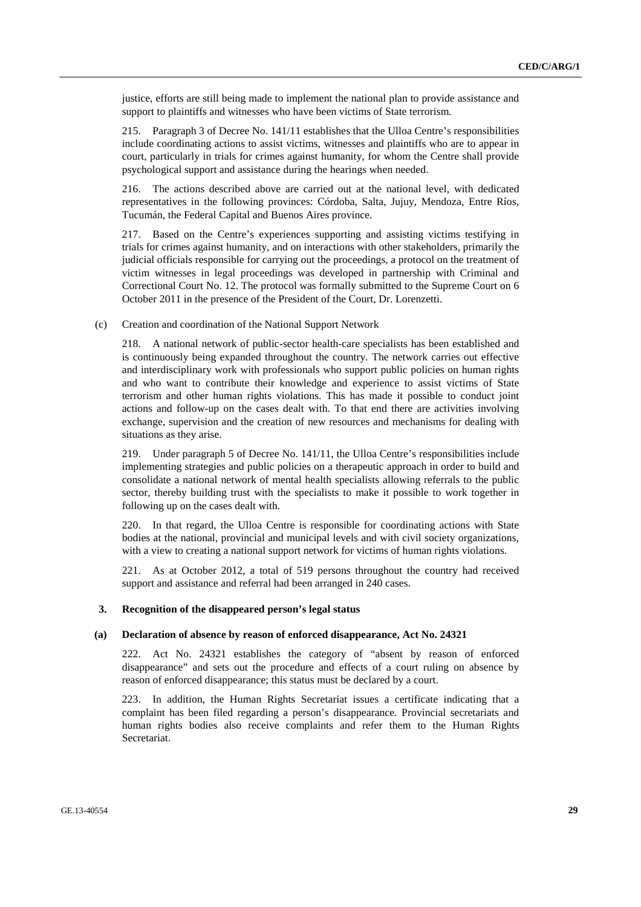justice, efforts are still being made to implement the national plan to provide assistance and support to plaintiffs and witnesses who have been victims of State terrorism.

215. Paragraph 3 of Decree No. 141/11 establishes that the Ulloa Centre's responsibilities include coordinating actions to assist victims, witnesses and plaintiffs who are to appear in court, particularly in trials for crimes against humanity, for whom the Centre shall provide psychological support and assistance during the hearings when needed.

216. The actions described above are carried out at the national level, with dedicated representatives in the following provinces: Córdoba, Salta, Jujuy, Mendoza, Entre Ríos, Tucumán, the Federal Capital and Buenos Aires province.

217. Based on the Centre's experiences supporting and assisting victims testifying in trials for crimes against humanity, and on interactions with other stakeholders, primarily the judicial officials responsible for carrying out the proceedings, a protocol on the treatment of victim witnesses in legal proceedings was developed in partnership with Criminal and Correctional Court No. 12. The protocol was formally submitted to the Supreme Court on 6 October 2011 in the presence of the President of the Court, Dr. Lorenzetti.

(c) Creation and coordination of the National Support Network

218. A national network of public-sector health-care specialists has been established and is continuously being expanded throughout the country. The network carries out effective and interdisciplinary work with professionals who support public policies on human rights and who want to contribute their knowledge and experience to assist victims of State terrorism and other human rights violations. This has made it possible to conduct joint actions and follow-up on the cases dealt with. To that end there are activities involving exchange, supervision and the creation of new resources and mechanisms for dealing with situations as they arise.

219. Under paragraph 5 of Decree No. 141/11, the Ulloa Centre's responsibilities include implementing strategies and public policies on a therapeutic approach in order to build and consolidate a national network of mental health specialists allowing referrals to the public sector, thereby building trust with the specialists to make it possible to work together in following up on the cases dealt with.

220. In that regard, the Ulloa Centre is responsible for coordinating actions with State bodies at the national, provincial and municipal levels and with civil society organizations, with a view to creating a national support network for victims of human rights violations.

221. As at October 2012, a total of 519 persons throughout the country had received support and assistance and referral had been arranged in 240 cases.

### 3. Recognition of the disappeared person's legal status

#### (a) Declaration of absence by reason of enforced disappearance, Act No. 24321

222. Act No. 24321 establishes the category of "absent by reason of enforced disappearance" and sets out the procedure and effects of a court ruling on absence by reason of enforced disappearance; this status must be declared by a court.

223. In addition, the Human Rights Secretariat issues a certificate indicating that a complaint has been filed regarding a person's disappearance. Provincial secretariats and human rights bodies also receive complaints and refer them to the Human Rights Secretariat.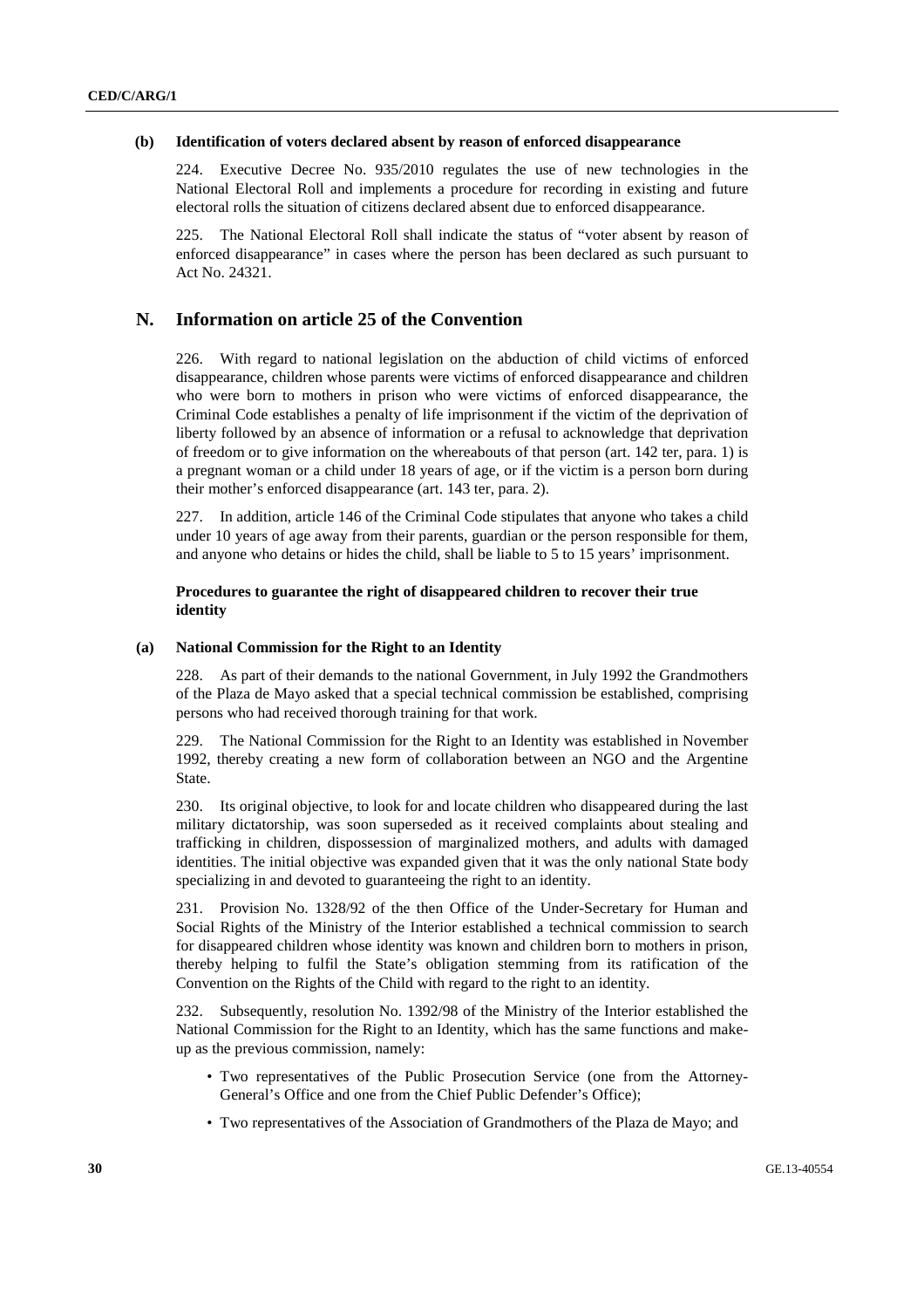### (b) Identification of voters declared absent by reason of enforced disappearance

224. Executive Decree No. 935/2010 regulates the use of new technologies in the National Electoral Roll and implements a procedure for recording in existing and future electoral rolls the situation of citizens declared absent due to enforced disappearance.

225. The National Electoral Roll shall indicate the status of "voter absent by reason of enforced disappearance" in cases where the person has been declared as such pursuant to Act No. 24321.

## N. Information on article 25 of the Convention

226. With regard to national legislation on the abduction of child victims of enforced disappearance, children whose parents were victims of enforced disappearance and children who were born to mothers in prison who were victims of enforced disappearance, the Criminal Code establishes a penalty of life imprisonment if the victim of the deprivation of liberty followed by an absence of information or a refusal to acknowledge that deprivation of freedom or to give information on the whereabouts of that person (art. 142 ter, para. 1) is a pregnant woman or a child under 18 years of age, or if the victim is a person born during their mother's enforced disappearance (art. 143 ter, para. 2).

227. In addition, article 146 of the Criminal Code stipulates that anyone who takes a child under 10 years of age away from their parents, guardian or the person responsible for them, and anyone who detains or hides the child, shall be liable to 5 to 15 years' imprisonment.

### Procedures to guarantee the right of disappeared children to recover their true identity

### (a) National Commission for the Right to an Identity

228. As part of their demands to the national Government, in July 1992 the Grandmothers of the Plaza de Mayo asked that a special technical commission be established, comprising persons who had received thorough training for that work.

229. The National Commission for the Right to an Identity was established in November 1992, thereby creating a new form of collaboration between an NGO and the Argentine State.

230. Its original objective, to look for and locate children who disappeared during the last military dictatorship, was soon superseded as it received complaints about stealing and trafficking in children, dispossession of marginalized mothers, and adults with damaged identities. The initial objective was expanded given that it was the only national State body specializing in and devoted to guaranteeing the right to an identity.

231. Provision No. 1328/92 of the then Office of the Under-Secretary for Human and Social Rights of the Ministry of the Interior established a technical commission to search for disappeared children whose identity was known and children born to mothers in prison, thereby helping to fulfil the State's obligation stemming from its ratification of the Convention on the Rights of the Child with regard to the right to an identity.

232. Subsequently, resolution No. 1392/98 of the Ministry of the Interior established the National Commission for the Right to an Identity, which has the same functions and make-up as the previous commission, namely:

- Two representatives of the Public Prosecution Service (one from the Attorney-General's Office and one from the Chief Public Defender's Office);
- Two representatives of the Association of Grandmothers of the Plaza de Mayo; and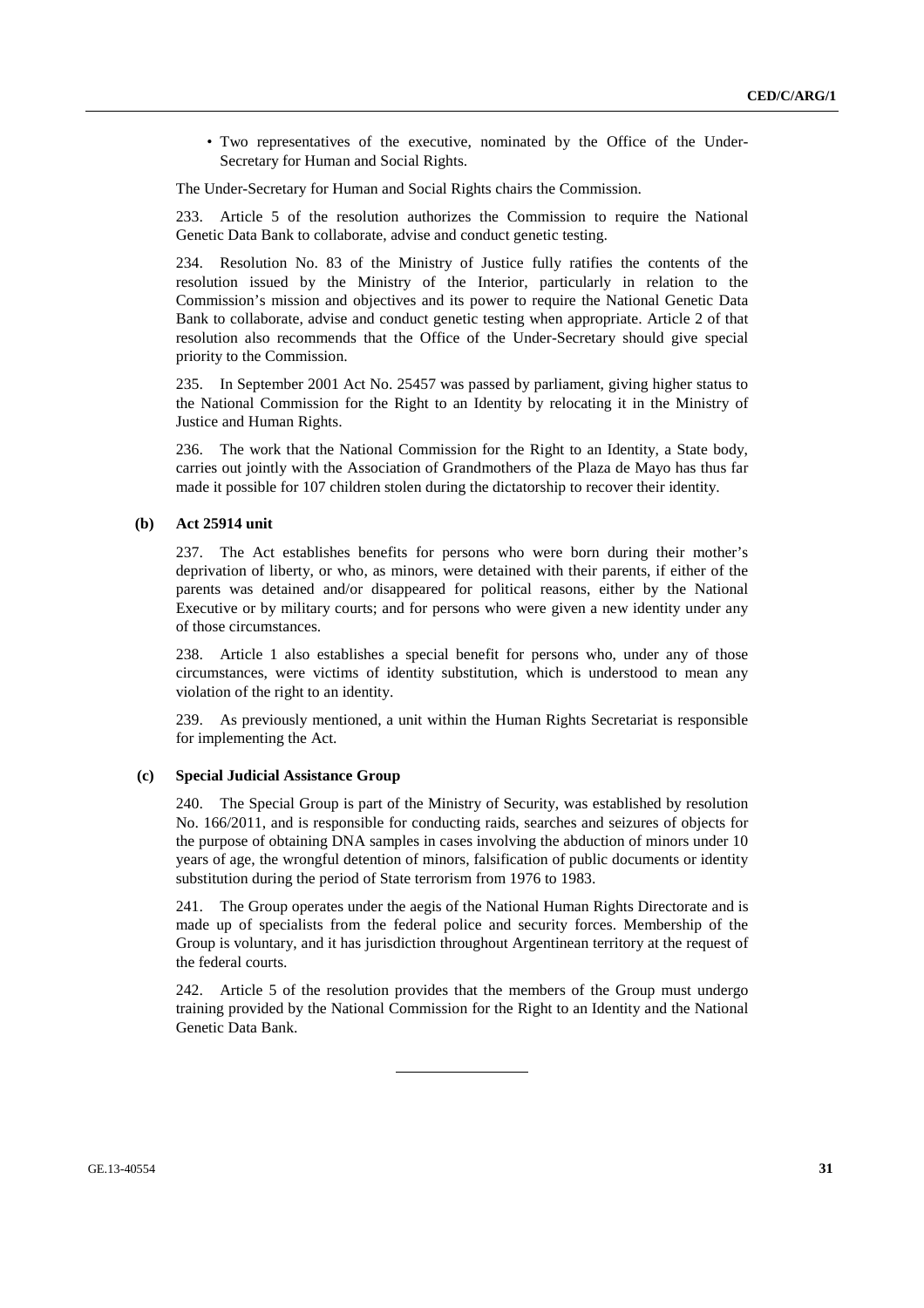- Two representatives of the executive, nominated by the Office of the Under-Secretary for Human and Social Rights.

The Under-Secretary for Human and Social Rights chairs the Commission.

233. Article 5 of the resolution authorizes the Commission to require the National Genetic Data Bank to collaborate, advise and conduct genetic testing.

234. Resolution No. 83 of the Ministry of Justice fully ratifies the contents of the resolution issued by the Ministry of the Interior, particularly in relation to the Commission's mission and objectives and its power to require the National Genetic Data Bank to collaborate, advise and conduct genetic testing when appropriate. Article 2 of that resolution also recommends that the Office of the Under-Secretary should give special priority to the Commission.

235. In September 2001 Act No. 25457 was passed by parliament, giving higher status to the National Commission for the Right to an Identity by relocating it in the Ministry of Justice and Human Rights.

236. The work that the National Commission for the Right to an Identity, a State body, carries out jointly with the Association of Grandmothers of the Plaza de Mayo has thus far made it possible for 107 children stolen during the dictatorship to recover their identity.

### (b) Act 25914 unit

237. The Act establishes benefits for persons who were born during their mother's deprivation of liberty, or who, as minors, were detained with their parents, if either of the parents was detained and/or disappeared for political reasons, either by the National Executive or by military courts; and for persons who were given a new identity under any of those circumstances.

238. Article 1 also establishes a special benefit for persons who, under any of those circumstances, were victims of identity substitution, which is understood to mean any violation of the right to an identity.

239. As previously mentioned, a unit within the Human Rights Secretariat is responsible for implementing the Act.

### (c) Special Judicial Assistance Group

240. The Special Group is part of the Ministry of Security, was established by resolution No. 166/2011, and is responsible for conducting raids, searches and seizures of objects for the purpose of obtaining DNA samples in cases involving the abduction of minors under 10 years of age, the wrongful detention of minors, falsification of public documents or identity substitution during the period of State terrorism from 1976 to 1983.

241. The Group operates under the aegis of the National Human Rights Directorate and is made up of specialists from the federal police and security forces. Membership of the Group is voluntary, and it has jurisdiction throughout Argentinean territory at the request of the federal courts.

242. Article 5 of the resolution provides that the members of the Group must undergo training provided by the National Commission for the Right to an Identity and the National Genetic Data Bank.